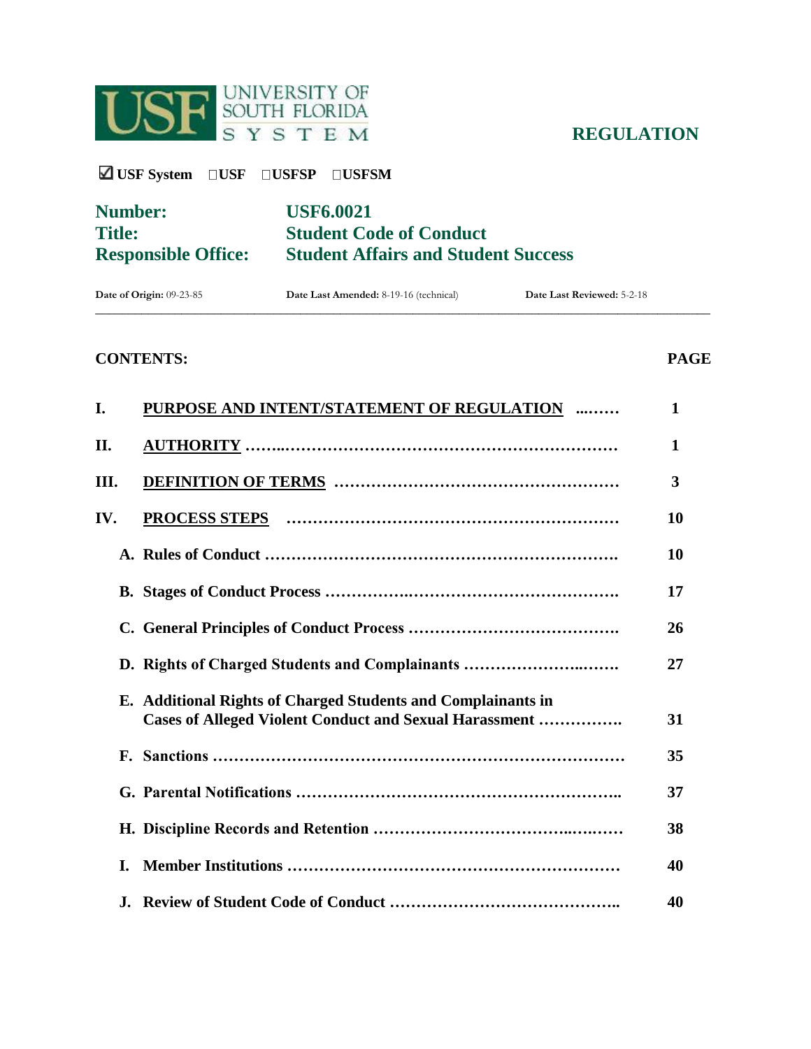USF UNIVERSITY OF SOUTH FLORIDA SYSTEM

**REGULATION**

☑ **USF System** ☐**USF** ☐**USFSP** ☐**USFSM**

| | |
|---|---|
| **Number:** | **USF6.0021** |
| **Title:** | **Student Code of Conduct** |
| **Responsible Office:** | **Student Affairs and Student Success** |

**Date of Origin:** 09-23-85 **Date Last Amended:** 8-19-16 (technical) **Date Last Reviewed:** 5-2-18

**CONTENTS:** **PAGE**

| | | |
|---|---|---|
| **I.** | **PURPOSE AND INTENT/STATEMENT OF REGULATION** | **1** |
| **II.** | **AUTHORITY** | **1** |
| **III.** | **DEFINITION OF TERMS** | **3** |
| **IV.** | **PROCESS STEPS** | **10** |
| | **A. Rules of Conduct** | **10** |
| | **B. Stages of Conduct Process** | **17** |
| | **C. General Principles of Conduct Process** | **26** |
| | **D. Rights of Charged Students and Complainants** | **27** |
| | **E. Additional Rights of Charged Students and Complainants in Cases of Alleged Violent Conduct and Sexual Harassment** | **31** |
| | **F. Sanctions** | **35** |
| | **G. Parental Notifications** | **37** |
| | **H. Discipline Records and Retention** | **38** |
| | **I. Member Institutions** | **40** |
| | **J. Review of Student Code of Conduct** | **40** |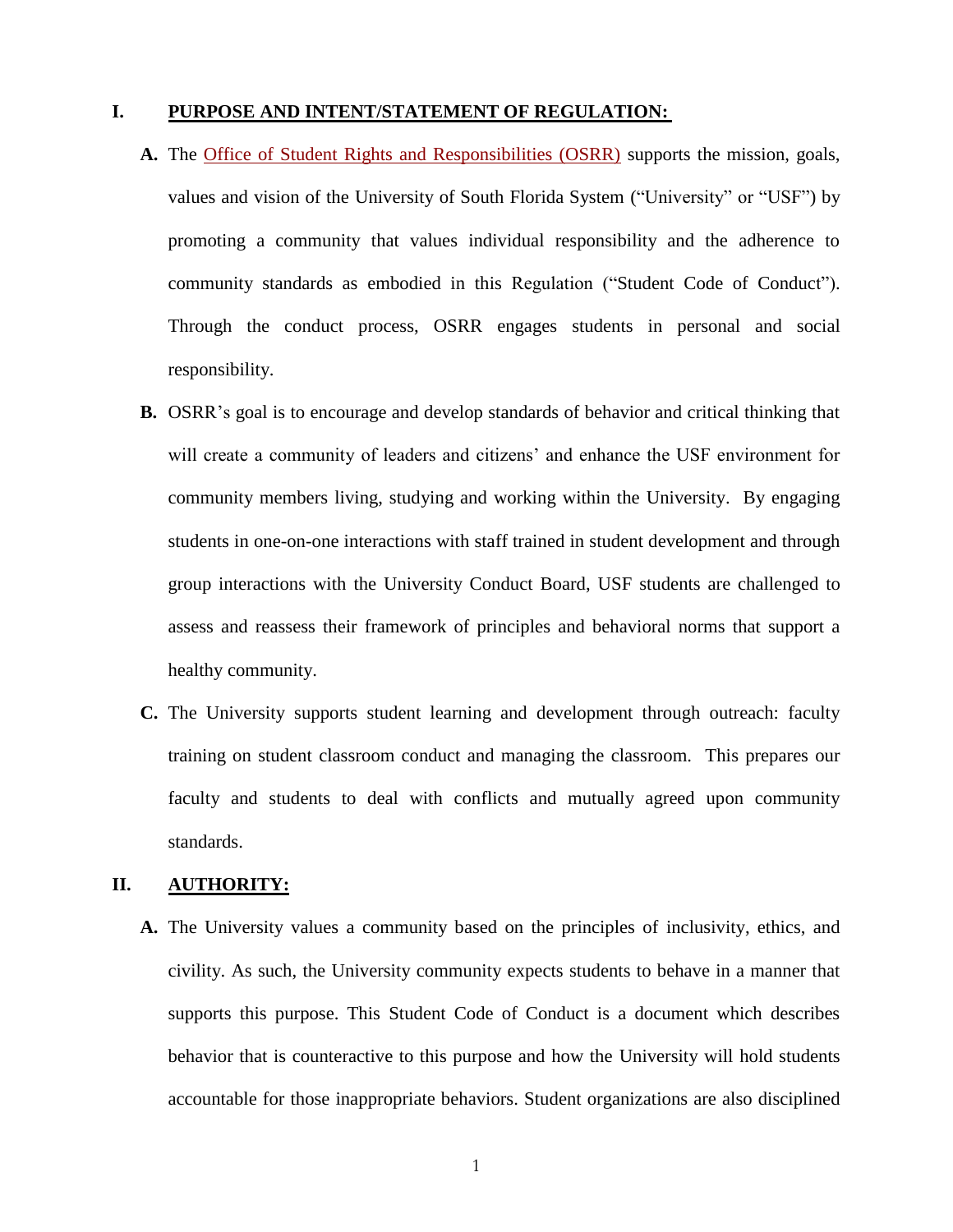## I. PURPOSE AND INTENT/STATEMENT OF REGULATION:

**A.** The Office of Student Rights and Responsibilities (OSRR) supports the mission, goals, values and vision of the University of South Florida System ("University" or "USF") by promoting a community that values individual responsibility and the adherence to community standards as embodied in this Regulation ("Student Code of Conduct"). Through the conduct process, OSRR engages students in personal and social responsibility.

**B.** OSRR's goal is to encourage and develop standards of behavior and critical thinking that will create a community of leaders and citizens' and enhance the USF environment for community members living, studying and working within the University. By engaging students in one-on-one interactions with staff trained in student development and through group interactions with the University Conduct Board, USF students are challenged to assess and reassess their framework of principles and behavioral norms that support a healthy community.

**C.** The University supports student learning and development through outreach: faculty training on student classroom conduct and managing the classroom. This prepares our faculty and students to deal with conflicts and mutually agreed upon community standards.

## II. AUTHORITY:

**A.** The University values a community based on the principles of inclusivity, ethics, and civility. As such, the University community expects students to behave in a manner that supports this purpose. This Student Code of Conduct is a document which describes behavior that is counteractive to this purpose and how the University will hold students accountable for those inappropriate behaviors. Student organizations are also disciplined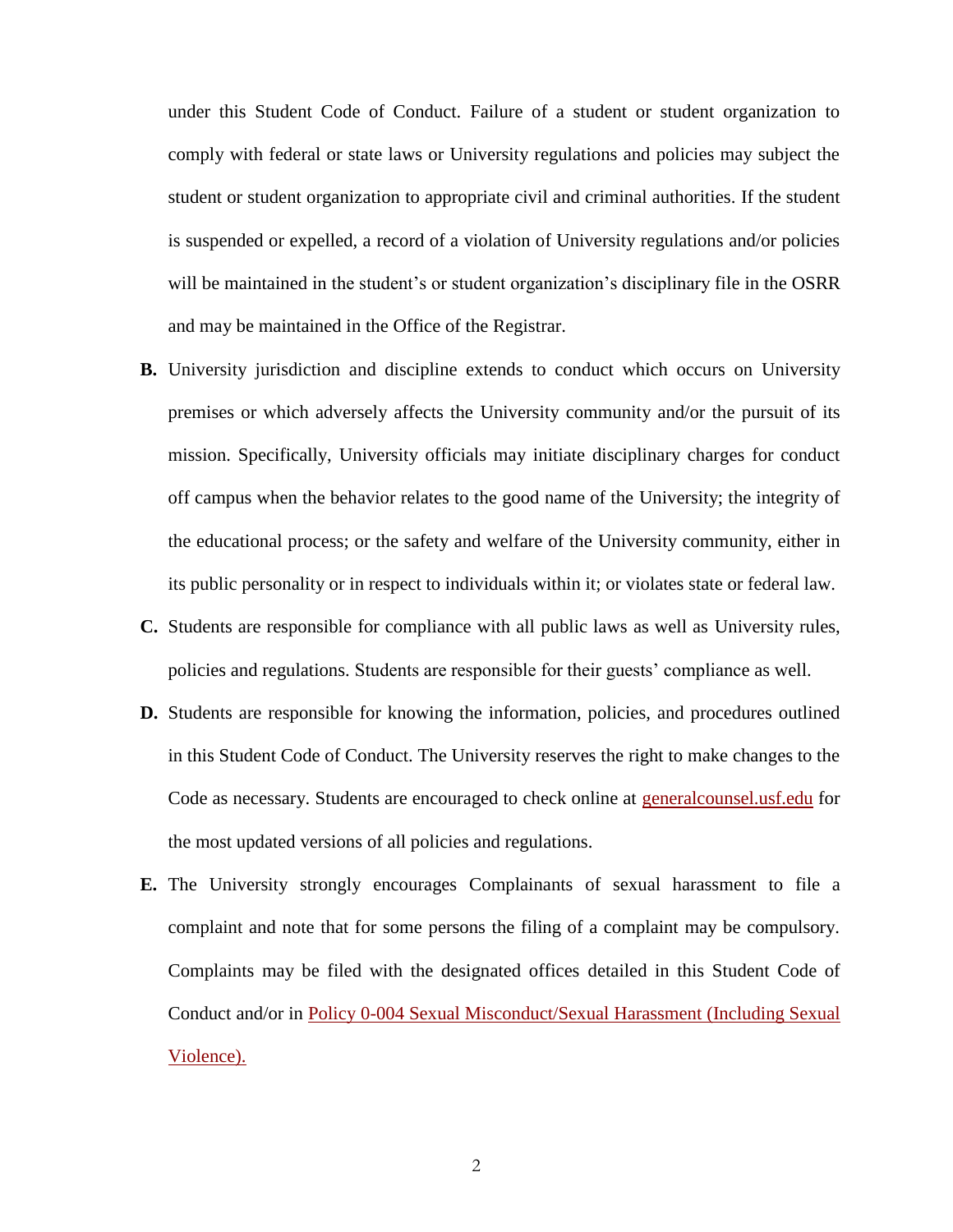under this Student Code of Conduct. Failure of a student or student organization to comply with federal or state laws or University regulations and policies may subject the student or student organization to appropriate civil and criminal authorities. If the student is suspended or expelled, a record of a violation of University regulations and/or policies will be maintained in the student's or student organization's disciplinary file in the OSRR and may be maintained in the Office of the Registrar.

**B.** University jurisdiction and discipline extends to conduct which occurs on University premises or which adversely affects the University community and/or the pursuit of its mission. Specifically, University officials may initiate disciplinary charges for conduct off campus when the behavior relates to the good name of the University; the integrity of the educational process; or the safety and welfare of the University community, either in its public personality or in respect to individuals within it; or violates state or federal law.

**C.** Students are responsible for compliance with all public laws as well as University rules, policies and regulations. Students are responsible for their guests' compliance as well.

**D.** Students are responsible for knowing the information, policies, and procedures outlined in this Student Code of Conduct. The University reserves the right to make changes to the Code as necessary. Students are encouraged to check online at generalcounsel.usf.edu for the most updated versions of all policies and regulations.

**E.** The University strongly encourages Complainants of sexual harassment to file a complaint and note that for some persons the filing of a complaint may be compulsory. Complaints may be filed with the designated offices detailed in this Student Code of Conduct and/or in Policy 0-004 Sexual Misconduct/Sexual Harassment (Including Sexual Violence).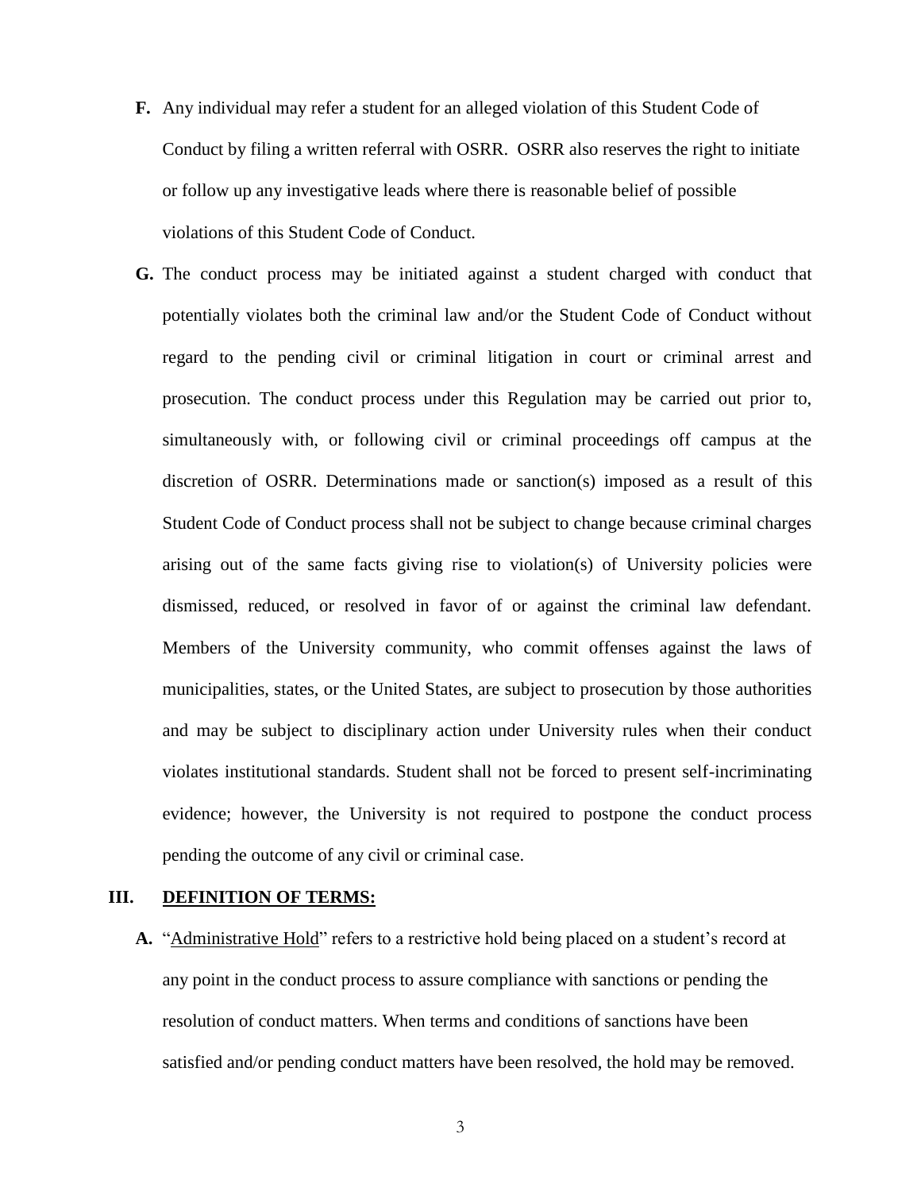**F.** Any individual may refer a student for an alleged violation of this Student Code of Conduct by filing a written referral with OSRR. OSRR also reserves the right to initiate or follow up any investigative leads where there is reasonable belief of possible violations of this Student Code of Conduct.

**G.** The conduct process may be initiated against a student charged with conduct that potentially violates both the criminal law and/or the Student Code of Conduct without regard to the pending civil or criminal litigation in court or criminal arrest and prosecution. The conduct process under this Regulation may be carried out prior to, simultaneously with, or following civil or criminal proceedings off campus at the discretion of OSRR. Determinations made or sanction(s) imposed as a result of this Student Code of Conduct process shall not be subject to change because criminal charges arising out of the same facts giving rise to violation(s) of University policies were dismissed, reduced, or resolved in favor of or against the criminal law defendant. Members of the University community, who commit offenses against the laws of municipalities, states, or the United States, are subject to prosecution by those authorities and may be subject to disciplinary action under University rules when their conduct violates institutional standards. Student shall not be forced to present self-incriminating evidence; however, the University is not required to postpone the conduct process pending the outcome of any civil or criminal case.

## III. DEFINITION OF TERMS:

**A.** "Administrative Hold" refers to a restrictive hold being placed on a student's record at any point in the conduct process to assure compliance with sanctions or pending the resolution of conduct matters. When terms and conditions of sanctions have been satisfied and/or pending conduct matters have been resolved, the hold may be removed.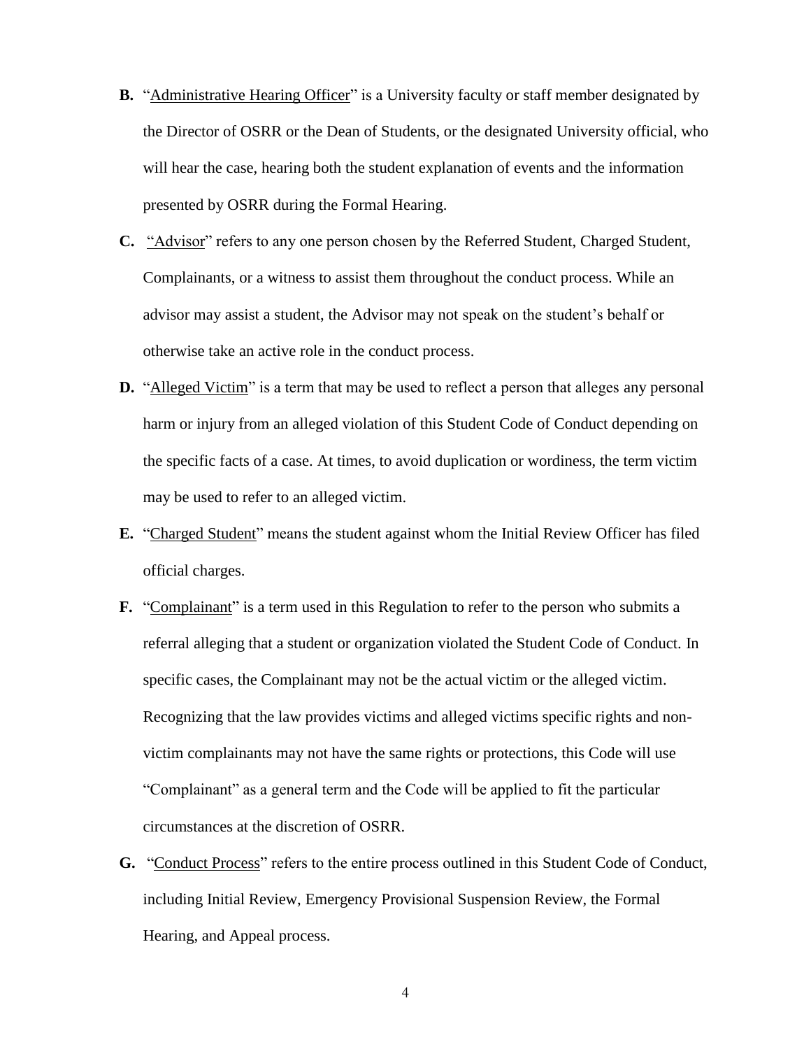**B.** "Administrative Hearing Officer" is a University faculty or staff member designated by the Director of OSRR or the Dean of Students, or the designated University official, who will hear the case, hearing both the student explanation of events and the information presented by OSRR during the Formal Hearing.

**C.** "Advisor" refers to any one person chosen by the Referred Student, Charged Student, Complainants, or a witness to assist them throughout the conduct process. While an advisor may assist a student, the Advisor may not speak on the student's behalf or otherwise take an active role in the conduct process.

**D.** "Alleged Victim" is a term that may be used to reflect a person that alleges any personal harm or injury from an alleged violation of this Student Code of Conduct depending on the specific facts of a case. At times, to avoid duplication or wordiness, the term victim may be used to refer to an alleged victim.

**E.** "Charged Student" means the student against whom the Initial Review Officer has filed official charges.

**F.** "Complainant" is a term used in this Regulation to refer to the person who submits a referral alleging that a student or organization violated the Student Code of Conduct. In specific cases, the Complainant may not be the actual victim or the alleged victim. Recognizing that the law provides victims and alleged victims specific rights and non-victim complainants may not have the same rights or protections, this Code will use "Complainant" as a general term and the Code will be applied to fit the particular circumstances at the discretion of OSRR.

**G.** "Conduct Process" refers to the entire process outlined in this Student Code of Conduct, including Initial Review, Emergency Provisional Suspension Review, the Formal Hearing, and Appeal process.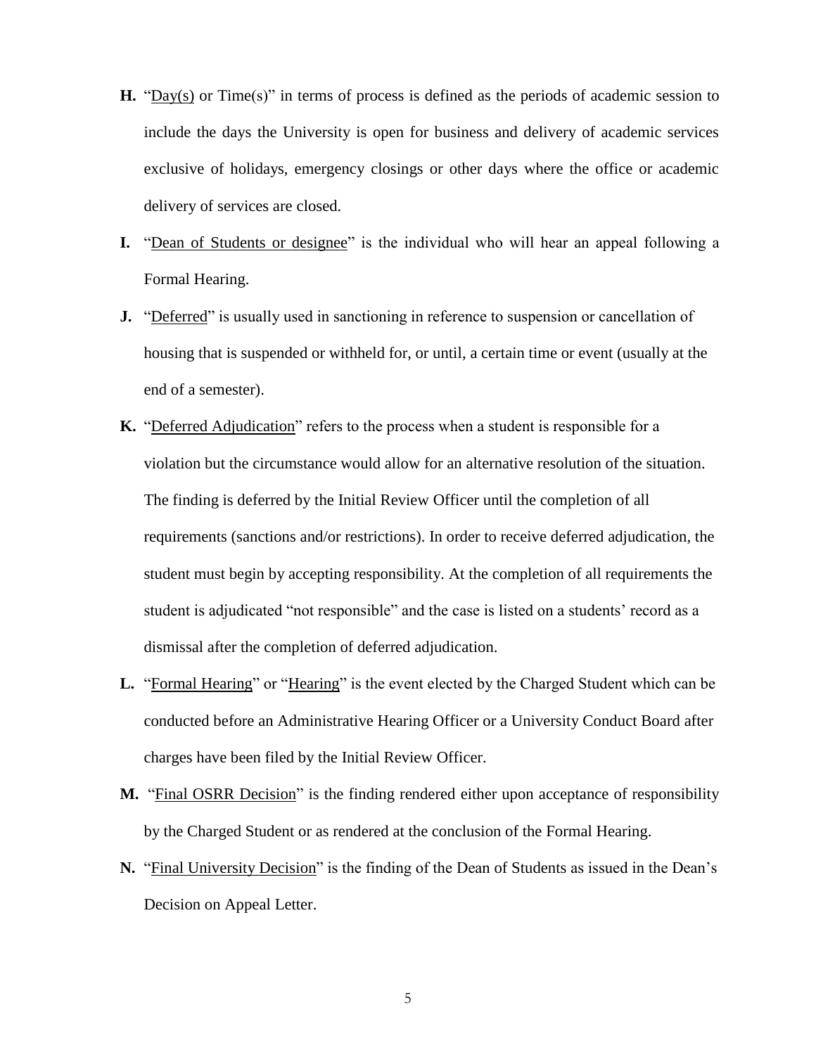**H.** "<u>Day(s)</u> or Time(s)" in terms of process is defined as the periods of academic session to include the days the University is open for business and delivery of academic services exclusive of holidays, emergency closings or other days where the office or academic delivery of services are closed.

**I.** "<u>Dean of Students or designee</u>" is the individual who will hear an appeal following a Formal Hearing.

**J.** "<u>Deferred</u>" is usually used in sanctioning in reference to suspension or cancellation of housing that is suspended or withheld for, or until, a certain time or event (usually at the end of a semester).

**K.** "<u>Deferred Adjudication</u>" refers to the process when a student is responsible for a violation but the circumstance would allow for an alternative resolution of the situation. The finding is deferred by the Initial Review Officer until the completion of all requirements (sanctions and/or restrictions). In order to receive deferred adjudication, the student must begin by accepting responsibility. At the completion of all requirements the student is adjudicated "not responsible" and the case is listed on a students' record as a dismissal after the completion of deferred adjudication.

**L.** "<u>Formal Hearing</u>" or "<u>Hearing</u>" is the event elected by the Charged Student which can be conducted before an Administrative Hearing Officer or a University Conduct Board after charges have been filed by the Initial Review Officer.

**M.** "<u>Final OSRR Decision</u>" is the finding rendered either upon acceptance of responsibility by the Charged Student or as rendered at the conclusion of the Formal Hearing.

**N.** "<u>Final University Decision</u>" is the finding of the Dean of Students as issued in the Dean's Decision on Appeal Letter.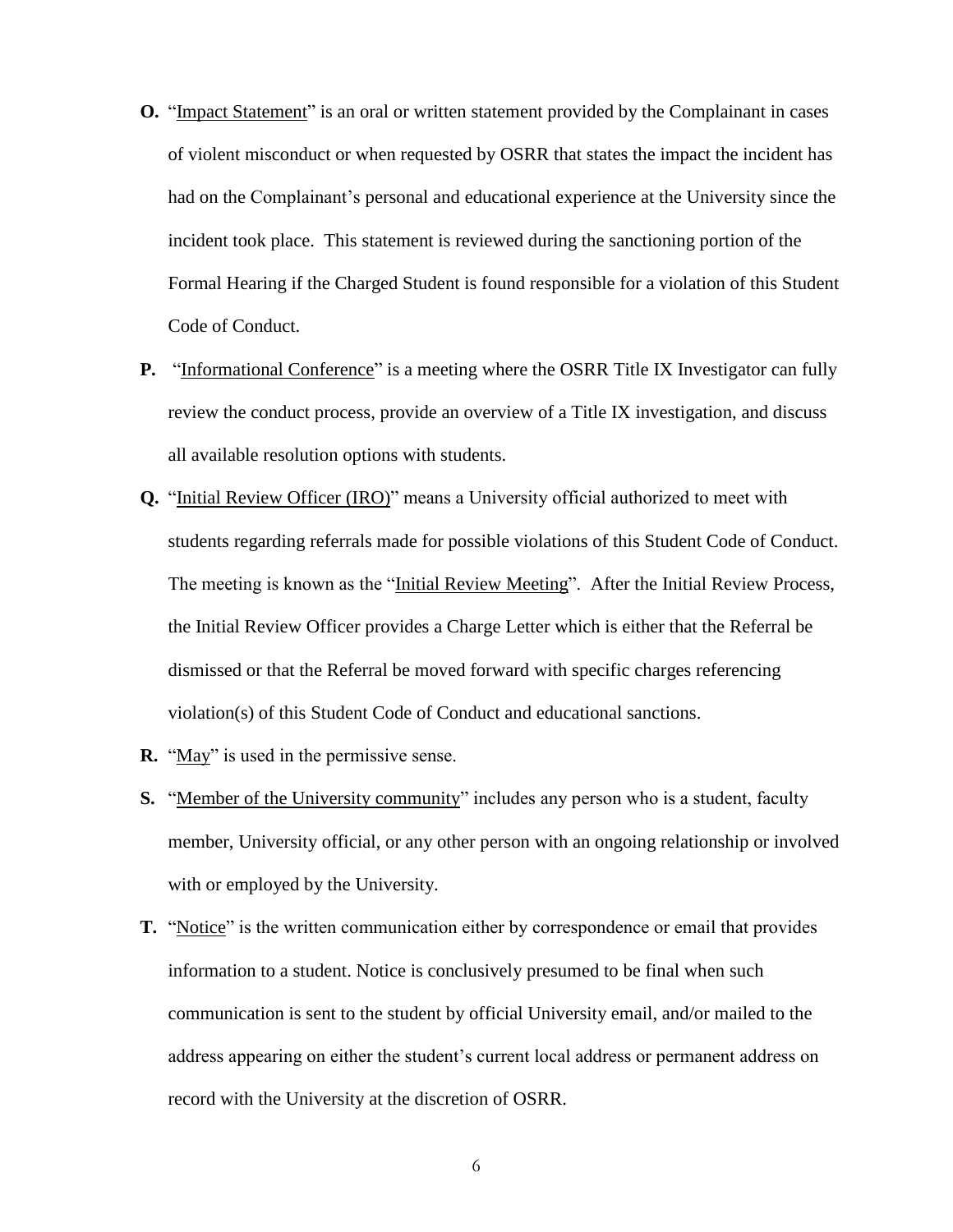**O.** "Impact Statement" is an oral or written statement provided by the Complainant in cases of violent misconduct or when requested by OSRR that states the impact the incident has had on the Complainant's personal and educational experience at the University since the incident took place. This statement is reviewed during the sanctioning portion of the Formal Hearing if the Charged Student is found responsible for a violation of this Student Code of Conduct.

**P.** "Informational Conference" is a meeting where the OSRR Title IX Investigator can fully review the conduct process, provide an overview of a Title IX investigation, and discuss all available resolution options with students.

**Q.** "Initial Review Officer (IRO)" means a University official authorized to meet with students regarding referrals made for possible violations of this Student Code of Conduct. The meeting is known as the "Initial Review Meeting". After the Initial Review Process, the Initial Review Officer provides a Charge Letter which is either that the Referral be dismissed or that the Referral be moved forward with specific charges referencing violation(s) of this Student Code of Conduct and educational sanctions.

**R.** "May" is used in the permissive sense.

**S.** "Member of the University community" includes any person who is a student, faculty member, University official, or any other person with an ongoing relationship or involved with or employed by the University.

**T.** "Notice" is the written communication either by correspondence or email that provides information to a student. Notice is conclusively presumed to be final when such communication is sent to the student by official University email, and/or mailed to the address appearing on either the student's current local address or permanent address on record with the University at the discretion of OSRR.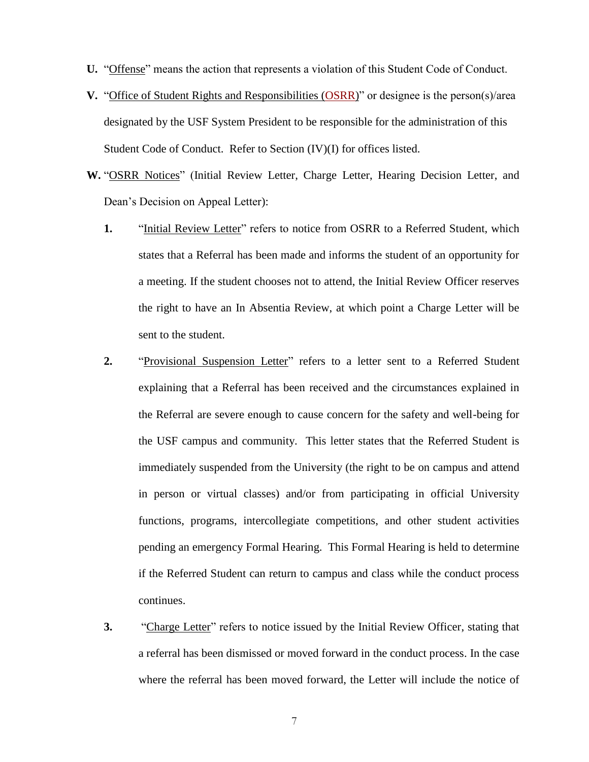**U.** "<u>Offense</u>" means the action that represents a violation of this Student Code of Conduct.

**V.** "<u>Office of Student Rights and Responsibilities (OSRR)</u>" or designee is the person(s)/area designated by the USF System President to be responsible for the administration of this Student Code of Conduct. Refer to Section (IV)(I) for offices listed.

**W.** "<u>OSRR Notices</u>" (Initial Review Letter, Charge Letter, Hearing Decision Letter, and Dean's Decision on Appeal Letter):

1. "<u>Initial Review Letter</u>" refers to notice from OSRR to a Referred Student, which states that a Referral has been made and informs the student of an opportunity for a meeting. If the student chooses not to attend, the Initial Review Officer reserves the right to have an In Absentia Review, at which point a Charge Letter will be sent to the student.

2. "<u>Provisional Suspension Letter</u>" refers to a letter sent to a Referred Student explaining that a Referral has been received and the circumstances explained in the Referral are severe enough to cause concern for the safety and well-being for the USF campus and community. This letter states that the Referred Student is immediately suspended from the University (the right to be on campus and attend in person or virtual classes) and/or from participating in official University functions, programs, intercollegiate competitions, and other student activities pending an emergency Formal Hearing. This Formal Hearing is held to determine if the Referred Student can return to campus and class while the conduct process continues.

3. "<u>Charge Letter</u>" refers to notice issued by the Initial Review Officer, stating that a referral has been dismissed or moved forward in the conduct process. In the case where the referral has been moved forward, the Letter will include the notice of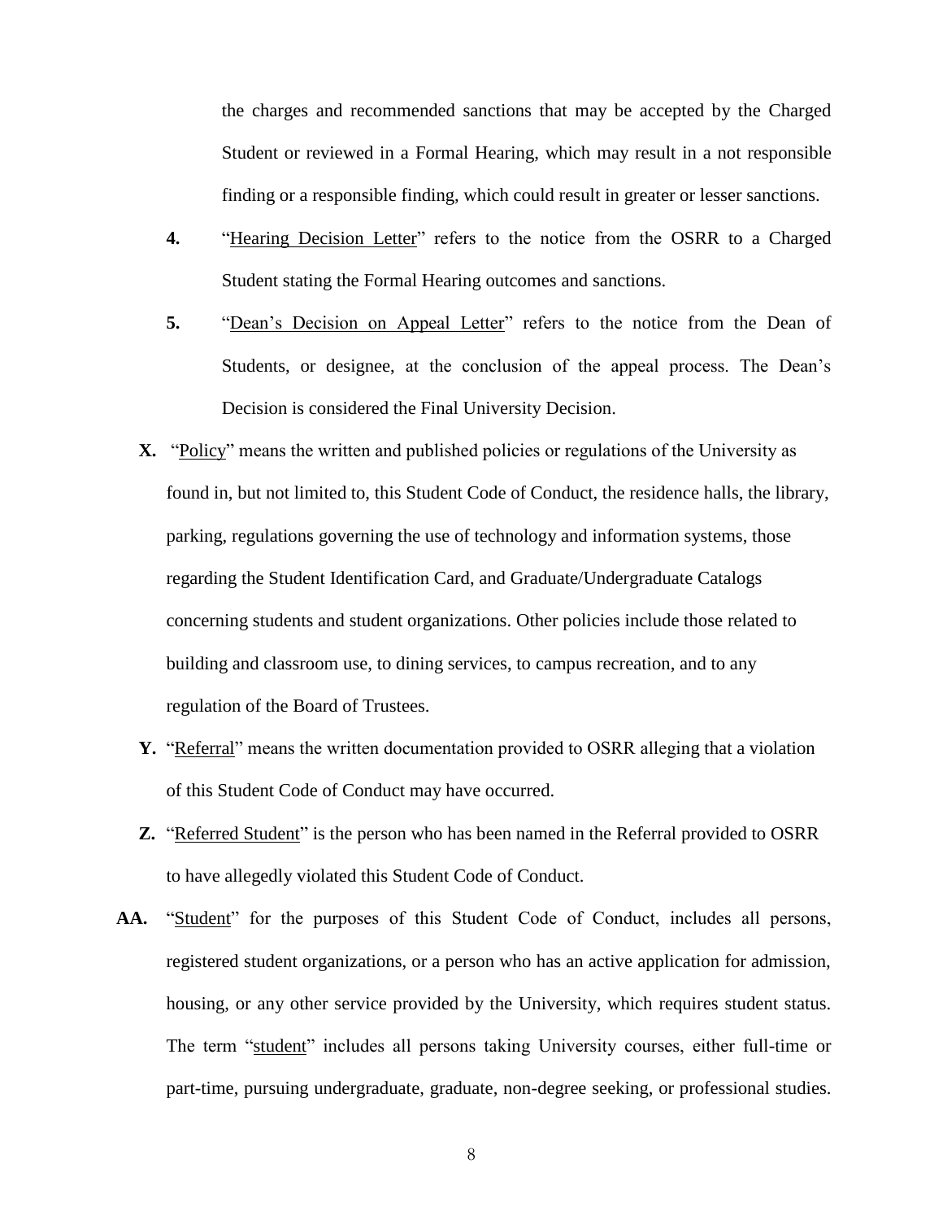the charges and recommended sanctions that may be accepted by the Charged Student or reviewed in a Formal Hearing, which may result in a not responsible finding or a responsible finding, which could result in greater or lesser sanctions.

**4.** "Hearing Decision Letter" refers to the notice from the OSRR to a Charged Student stating the Formal Hearing outcomes and sanctions.

**5.** "Dean's Decision on Appeal Letter" refers to the notice from the Dean of Students, or designee, at the conclusion of the appeal process. The Dean's Decision is considered the Final University Decision.

**X.** "Policy" means the written and published policies or regulations of the University as found in, but not limited to, this Student Code of Conduct, the residence halls, the library, parking, regulations governing the use of technology and information systems, those regarding the Student Identification Card, and Graduate/Undergraduate Catalogs concerning students and student organizations. Other policies include those related to building and classroom use, to dining services, to campus recreation, and to any regulation of the Board of Trustees.

**Y.** "Referral" means the written documentation provided to OSRR alleging that a violation of this Student Code of Conduct may have occurred.

**Z.** "Referred Student" is the person who has been named in the Referral provided to OSRR to have allegedly violated this Student Code of Conduct.

**AA.** "Student" for the purposes of this Student Code of Conduct, includes all persons, registered student organizations, or a person who has an active application for admission, housing, or any other service provided by the University, which requires student status. The term "student" includes all persons taking University courses, either full-time or part-time, pursuing undergraduate, graduate, non-degree seeking, or professional studies.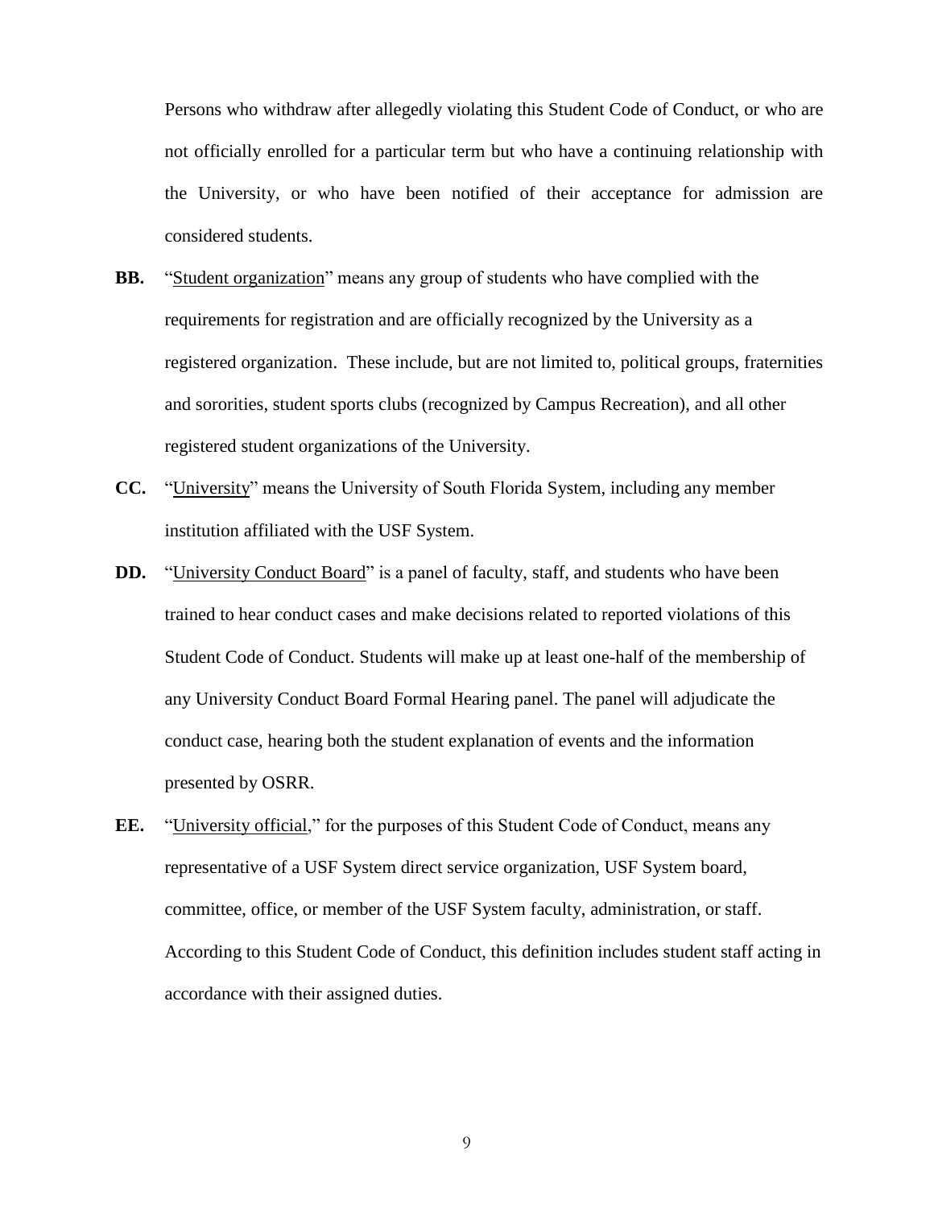Persons who withdraw after allegedly violating this Student Code of Conduct, or who are not officially enrolled for a particular term but who have a continuing relationship with the University, or who have been notified of their acceptance for admission are considered students.

**BB.** "Student organization" means any group of students who have complied with the requirements for registration and are officially recognized by the University as a registered organization. These include, but are not limited to, political groups, fraternities and sororities, student sports clubs (recognized by Campus Recreation), and all other registered student organizations of the University.

**CC.** "University" means the University of South Florida System, including any member institution affiliated with the USF System.

**DD.** "University Conduct Board" is a panel of faculty, staff, and students who have been trained to hear conduct cases and make decisions related to reported violations of this Student Code of Conduct. Students will make up at least one-half of the membership of any University Conduct Board Formal Hearing panel. The panel will adjudicate the conduct case, hearing both the student explanation of events and the information presented by OSRR.

**EE.** "University official," for the purposes of this Student Code of Conduct, means any representative of a USF System direct service organization, USF System board, committee, office, or member of the USF System faculty, administration, or staff. According to this Student Code of Conduct, this definition includes student staff acting in accordance with their assigned duties.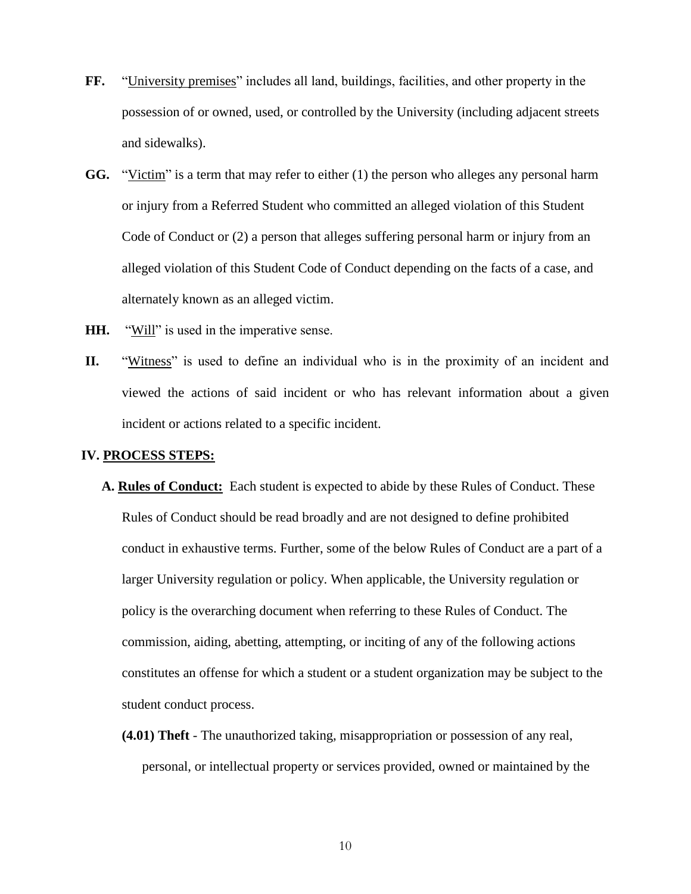**FF.** "University premises" includes all land, buildings, facilities, and other property in the possession of or owned, used, or controlled by the University (including adjacent streets and sidewalks).

**GG.** "Victim" is a term that may refer to either (1) the person who alleges any personal harm or injury from a Referred Student who committed an alleged violation of this Student Code of Conduct or (2) a person that alleges suffering personal harm or injury from an alleged violation of this Student Code of Conduct depending on the facts of a case, and alternately known as an alleged victim.

**HH.** "Will" is used in the imperative sense.

**II.** "Witness" is used to define an individual who is in the proximity of an incident and viewed the actions of said incident or who has relevant information about a given incident or actions related to a specific incident.

## IV. PROCESS STEPS:

**A. Rules of Conduct:** Each student is expected to abide by these Rules of Conduct. These Rules of Conduct should be read broadly and are not designed to define prohibited conduct in exhaustive terms. Further, some of the below Rules of Conduct are a part of a larger University regulation or policy. When applicable, the University regulation or policy is the overarching document when referring to these Rules of Conduct. The commission, aiding, abetting, attempting, or inciting of any of the following actions constitutes an offense for which a student or a student organization may be subject to the student conduct process.

**(4.01) Theft** - The unauthorized taking, misappropriation or possession of any real, personal, or intellectual property or services provided, owned or maintained by the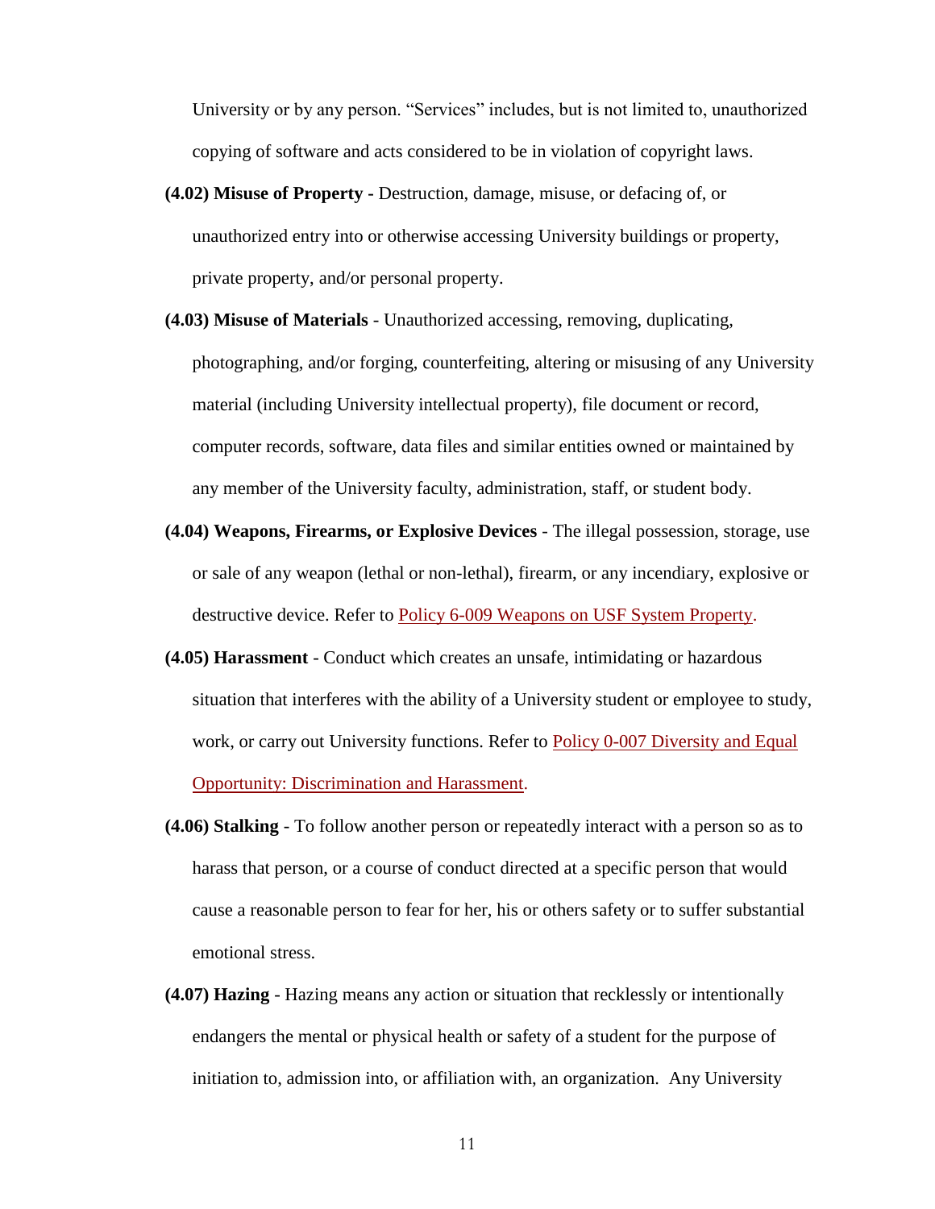University or by any person. "Services" includes, but is not limited to, unauthorized copying of software and acts considered to be in violation of copyright laws.

**(4.02) Misuse of Property -** Destruction, damage, misuse, or defacing of, or unauthorized entry into or otherwise accessing University buildings or property, private property, and/or personal property.

**(4.03) Misuse of Materials** - Unauthorized accessing, removing, duplicating, photographing, and/or forging, counterfeiting, altering or misusing of any University material (including University intellectual property), file document or record, computer records, software, data files and similar entities owned or maintained by any member of the University faculty, administration, staff, or student body.

**(4.04) Weapons, Firearms, or Explosive Devices** - The illegal possession, storage, use or sale of any weapon (lethal or non-lethal), firearm, or any incendiary, explosive or destructive device. Refer to Policy 6-009 Weapons on USF System Property.

**(4.05) Harassment** - Conduct which creates an unsafe, intimidating or hazardous situation that interferes with the ability of a University student or employee to study, work, or carry out University functions. Refer to Policy 0-007 Diversity and Equal Opportunity: Discrimination and Harassment.

**(4.06) Stalking** - To follow another person or repeatedly interact with a person so as to harass that person, or a course of conduct directed at a specific person that would cause a reasonable person to fear for her, his or others safety or to suffer substantial emotional stress.

**(4.07) Hazing** - Hazing means any action or situation that recklessly or intentionally endangers the mental or physical health or safety of a student for the purpose of initiation to, admission into, or affiliation with, an organization. Any University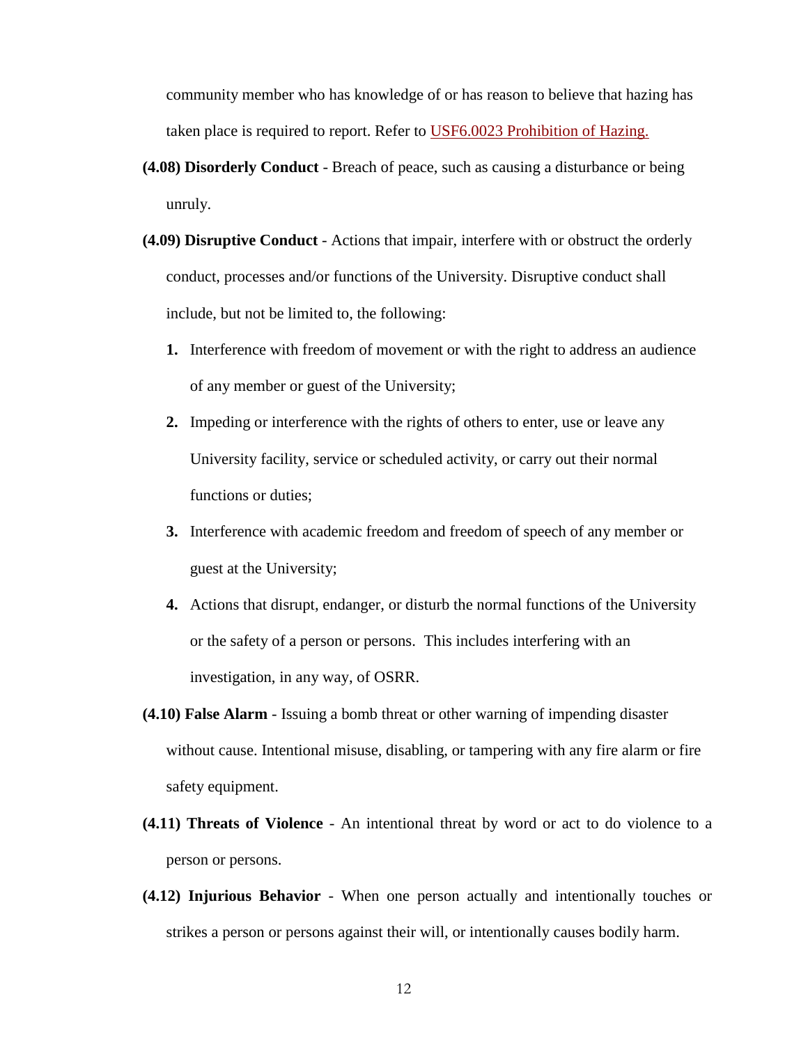community member who has knowledge of or has reason to believe that hazing has taken place is required to report. Refer to [USF6.0023 Prohibition of Hazing.]

**(4.08) Disorderly Conduct** - Breach of peace, such as causing a disturbance or being unruly.

**(4.09) Disruptive Conduct** - Actions that impair, interfere with or obstruct the orderly conduct, processes and/or functions of the University. Disruptive conduct shall include, but not be limited to, the following:

1. Interference with freedom of movement or with the right to address an audience of any member or guest of the University;
2. Impeding or interference with the rights of others to enter, use or leave any University facility, service or scheduled activity, or carry out their normal functions or duties;
3. Interference with academic freedom and freedom of speech of any member or guest at the University;
4. Actions that disrupt, endanger, or disturb the normal functions of the University or the safety of a person or persons. This includes interfering with an investigation, in any way, of OSRR.

**(4.10) False Alarm** - Issuing a bomb threat or other warning of impending disaster without cause. Intentional misuse, disabling, or tampering with any fire alarm or fire safety equipment.

**(4.11) Threats of Violence** - An intentional threat by word or act to do violence to a person or persons.

**(4.12) Injurious Behavior** - When one person actually and intentionally touches or strikes a person or persons against their will, or intentionally causes bodily harm.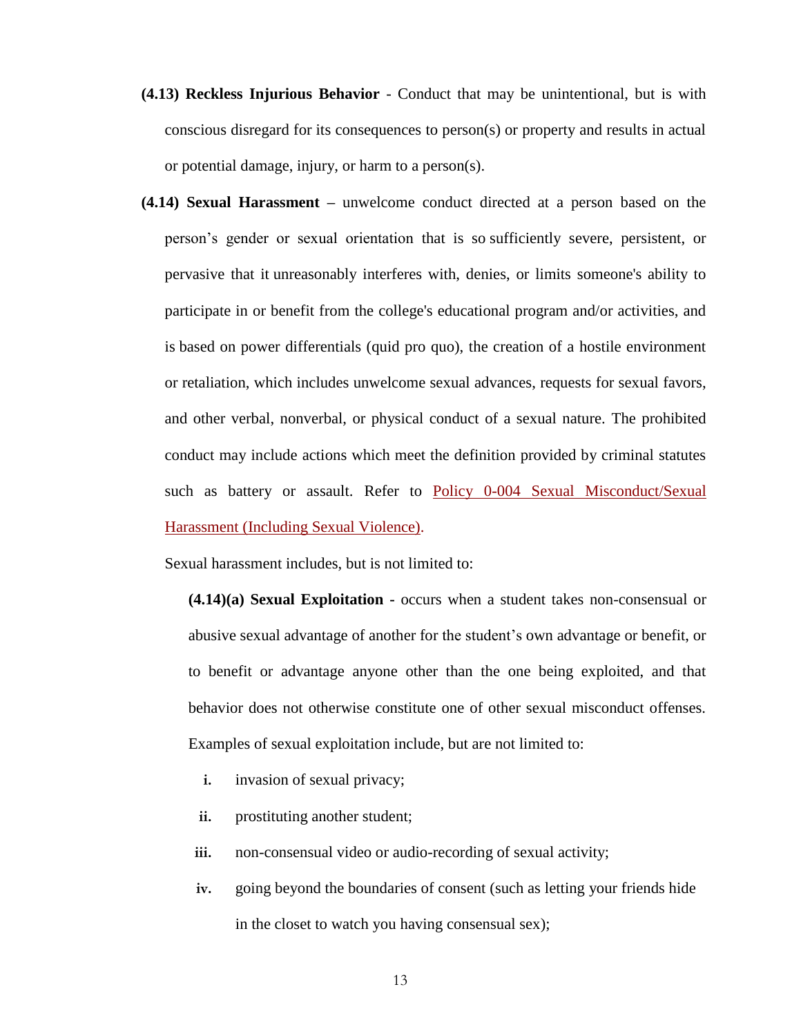- **(4.13) Reckless Injurious Behavior** - Conduct that may be unintentional, but is with conscious disregard for its consequences to person(s) or property and results in actual or potential damage, injury, or harm to a person(s).
- **(4.14) Sexual Harassment –** unwelcome conduct directed at a person based on the person's gender or sexual orientation that is so sufficiently severe, persistent, or pervasive that it unreasonably interferes with, denies, or limits someone's ability to participate in or benefit from the college's educational program and/or activities, and is based on power differentials (quid pro quo), the creation of a hostile environment or retaliation, which includes unwelcome sexual advances, requests for sexual favors, and other verbal, nonverbal, or physical conduct of a sexual nature. The prohibited conduct may include actions which meet the definition provided by criminal statutes such as battery or assault. Refer to Policy 0-004 Sexual Misconduct/Sexual Harassment (Including Sexual Violence).

  Sexual harassment includes, but is not limited to:

  **(4.14)(a) Sexual Exploitation -** occurs when a student takes non-consensual or abusive sexual advantage of another for the student's own advantage or benefit, or to benefit or advantage anyone other than the one being exploited, and that behavior does not otherwise constitute one of other sexual misconduct offenses. Examples of sexual exploitation include, but are not limited to:

  - **i.** invasion of sexual privacy;
  - **ii.** prostituting another student;
  - **iii.** non-consensual video or audio-recording of sexual activity;
  - **iv.** going beyond the boundaries of consent (such as letting your friends hide in the closet to watch you having consensual sex);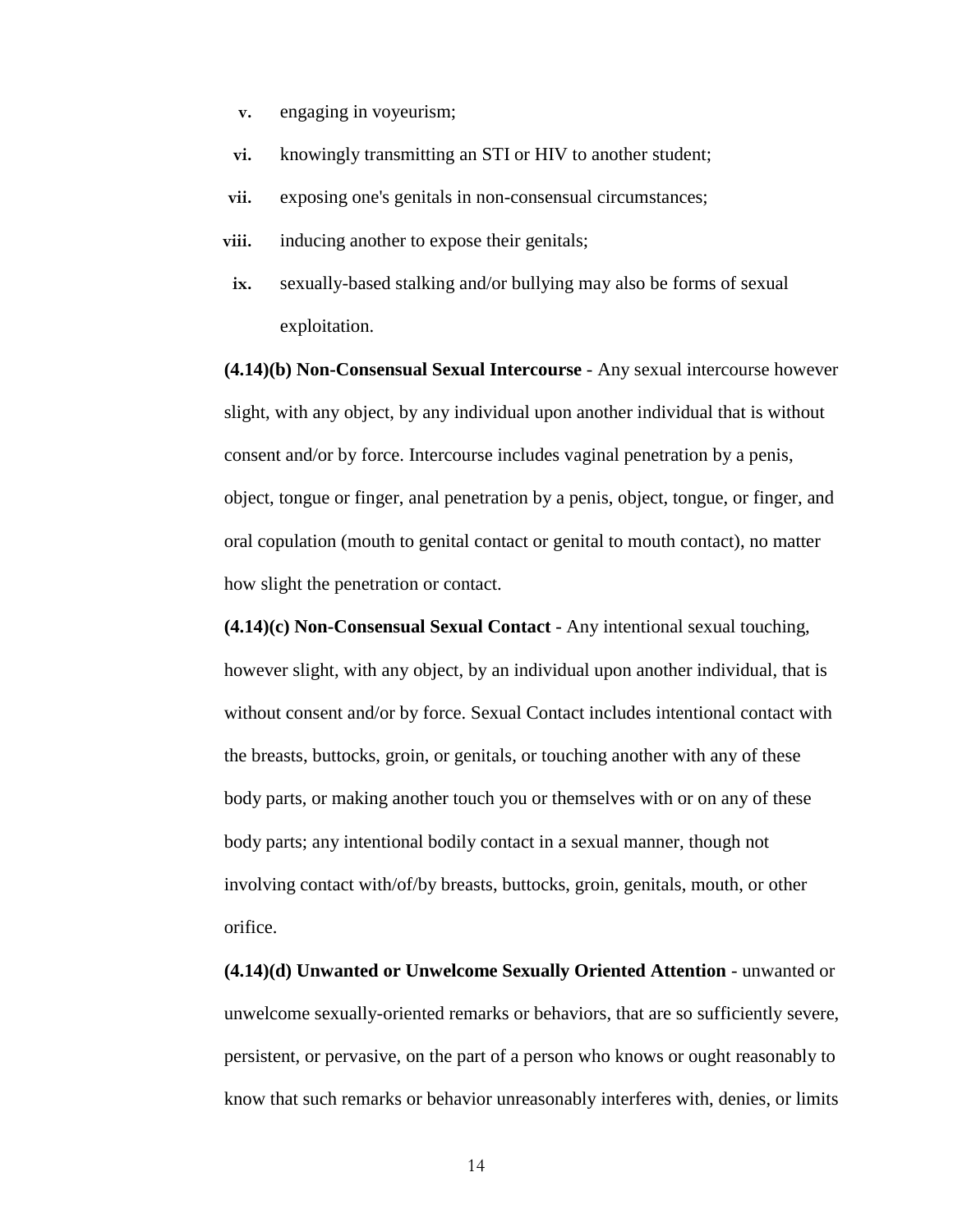v. engaging in voyeurism;

vi. knowingly transmitting an STI or HIV to another student;

vii. exposing one's genitals in non-consensual circumstances;

viii. inducing another to expose their genitals;

ix. sexually-based stalking and/or bullying may also be forms of sexual exploitation.

**(4.14)(b) Non-Consensual Sexual Intercourse** - Any sexual intercourse however slight, with any object, by any individual upon another individual that is without consent and/or by force. Intercourse includes vaginal penetration by a penis, object, tongue or finger, anal penetration by a penis, object, tongue, or finger, and oral copulation (mouth to genital contact or genital to mouth contact), no matter how slight the penetration or contact.

**(4.14)(c) Non-Consensual Sexual Contact** - Any intentional sexual touching, however slight, with any object, by an individual upon another individual, that is without consent and/or by force. Sexual Contact includes intentional contact with the breasts, buttocks, groin, or genitals, or touching another with any of these body parts, or making another touch you or themselves with or on any of these body parts; any intentional bodily contact in a sexual manner, though not involving contact with/of/by breasts, buttocks, groin, genitals, mouth, or other orifice.

**(4.14)(d) Unwanted or Unwelcome Sexually Oriented Attention** - unwanted or unwelcome sexually-oriented remarks or behaviors, that are so sufficiently severe, persistent, or pervasive, on the part of a person who knows or ought reasonably to know that such remarks or behavior unreasonably interferes with, denies, or limits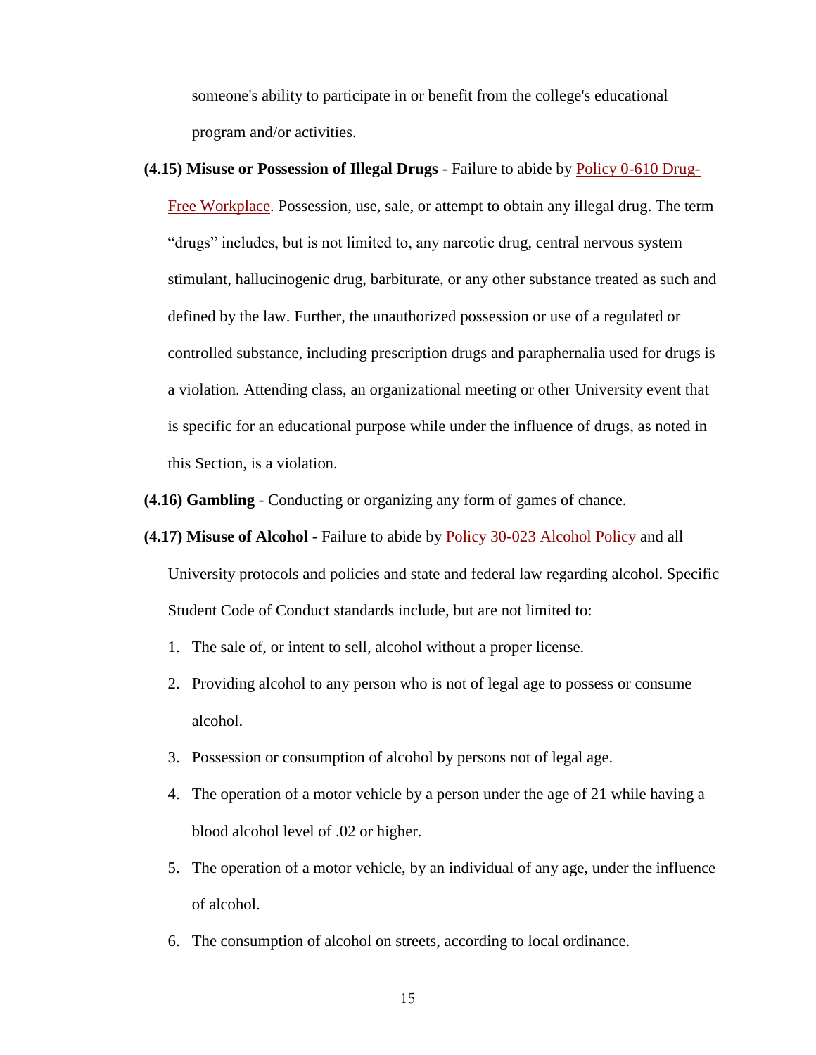someone's ability to participate in or benefit from the college's educational program and/or activities.

**(4.15) Misuse or Possession of Illegal Drugs** - Failure to abide by Policy 0-610 Drug-Free Workplace. Possession, use, sale, or attempt to obtain any illegal drug. The term "drugs" includes, but is not limited to, any narcotic drug, central nervous system stimulant, hallucinogenic drug, barbiturate, or any other substance treated as such and defined by the law. Further, the unauthorized possession or use of a regulated or controlled substance, including prescription drugs and paraphernalia used for drugs is a violation. Attending class, an organizational meeting or other University event that is specific for an educational purpose while under the influence of drugs, as noted in this Section, is a violation.

**(4.16) Gambling** - Conducting or organizing any form of games of chance.

**(4.17) Misuse of Alcohol** - Failure to abide by Policy 30-023 Alcohol Policy and all University protocols and policies and state and federal law regarding alcohol. Specific Student Code of Conduct standards include, but are not limited to:

1. The sale of, or intent to sell, alcohol without a proper license.
2. Providing alcohol to any person who is not of legal age to possess or consume alcohol.
3. Possession or consumption of alcohol by persons not of legal age.
4. The operation of a motor vehicle by a person under the age of 21 while having a blood alcohol level of .02 or higher.
5. The operation of a motor vehicle, by an individual of any age, under the influence of alcohol.
6. The consumption of alcohol on streets, according to local ordinance.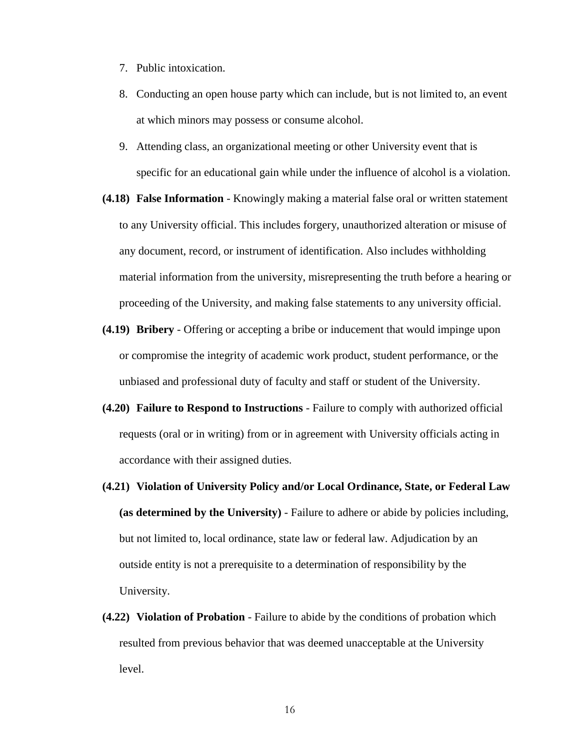7. Public intoxication.
8. Conducting an open house party which can include, but is not limited to, an event at which minors may possess or consume alcohol.
9. Attending class, an organizational meeting or other University event that is specific for an educational gain while under the influence of alcohol is a violation.

**(4.18) False Information** - Knowingly making a material false oral or written statement to any University official. This includes forgery, unauthorized alteration or misuse of any document, record, or instrument of identification. Also includes withholding material information from the university, misrepresenting the truth before a hearing or proceeding of the University, and making false statements to any university official.

**(4.19) Bribery** - Offering or accepting a bribe or inducement that would impinge upon or compromise the integrity of academic work product, student performance, or the unbiased and professional duty of faculty and staff or student of the University.

**(4.20) Failure to Respond to Instructions** - Failure to comply with authorized official requests (oral or in writing) from or in agreement with University officials acting in accordance with their assigned duties.

**(4.21) Violation of University Policy and/or Local Ordinance, State, or Federal Law (as determined by the University)** - Failure to adhere or abide by policies including, but not limited to, local ordinance, state law or federal law. Adjudication by an outside entity is not a prerequisite to a determination of responsibility by the University.

**(4.22) Violation of Probation** - Failure to abide by the conditions of probation which resulted from previous behavior that was deemed unacceptable at the University level.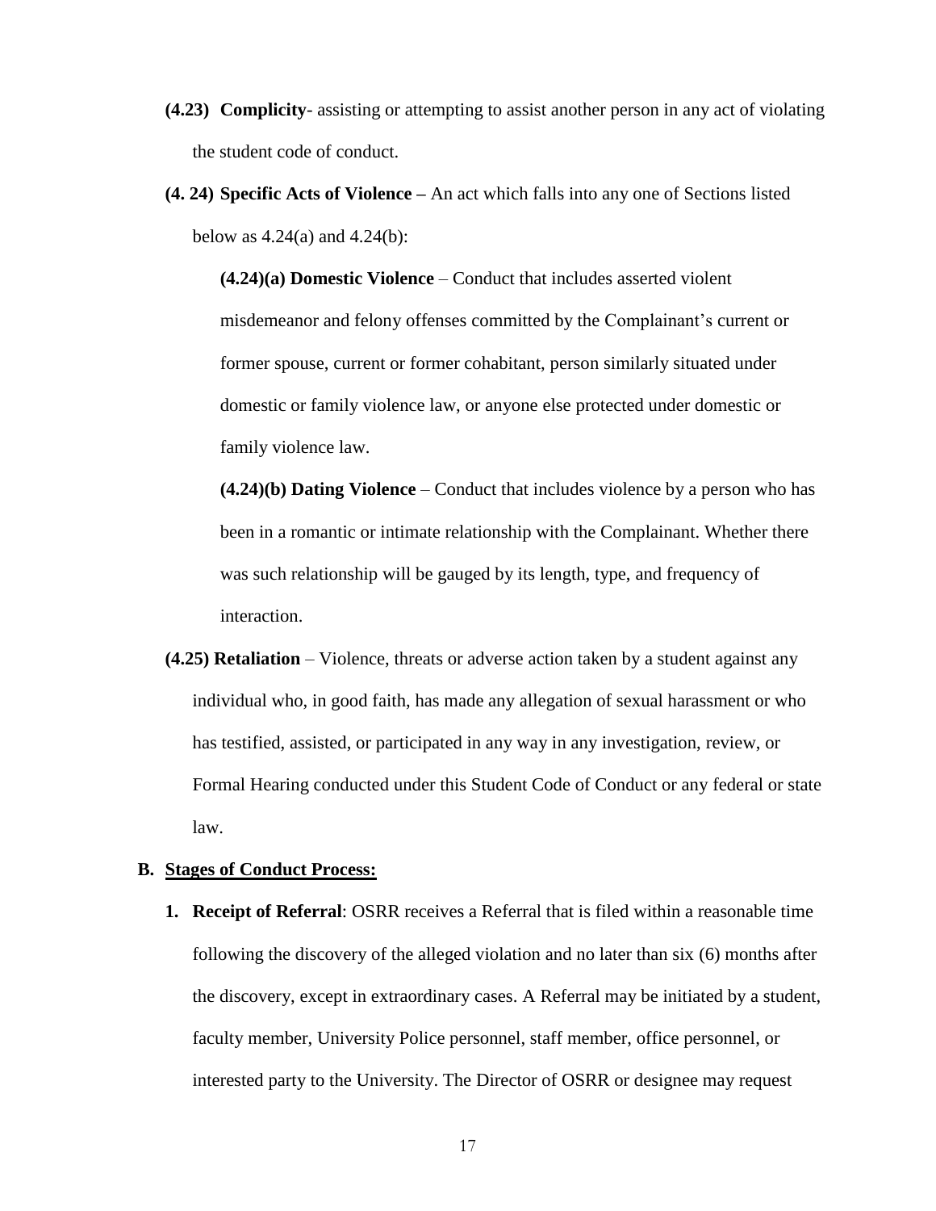**(4.23) Complicity**- assisting or attempting to assist another person in any act of violating the student code of conduct.

**(4. 24) Specific Acts of Violence –** An act which falls into any one of Sections listed below as 4.24(a) and 4.24(b):

**(4.24)(a) Domestic Violence** – Conduct that includes asserted violent misdemeanor and felony offenses committed by the Complainant's current or former spouse, current or former cohabitant, person similarly situated under domestic or family violence law, or anyone else protected under domestic or family violence law.

**(4.24)(b) Dating Violence** – Conduct that includes violence by a person who has been in a romantic or intimate relationship with the Complainant. Whether there was such relationship will be gauged by its length, type, and frequency of interaction.

**(4.25) Retaliation** – Violence, threats or adverse action taken by a student against any individual who, in good faith, has made any allegation of sexual harassment or who has testified, assisted, or participated in any way in any investigation, review, or Formal Hearing conducted under this Student Code of Conduct or any federal or state law.

**B. <u>Stages of Conduct Process:</u>**

1. **Receipt of Referral**: OSRR receives a Referral that is filed within a reasonable time following the discovery of the alleged violation and no later than six (6) months after the discovery, except in extraordinary cases. A Referral may be initiated by a student, faculty member, University Police personnel, staff member, office personnel, or interested party to the University. The Director of OSRR or designee may request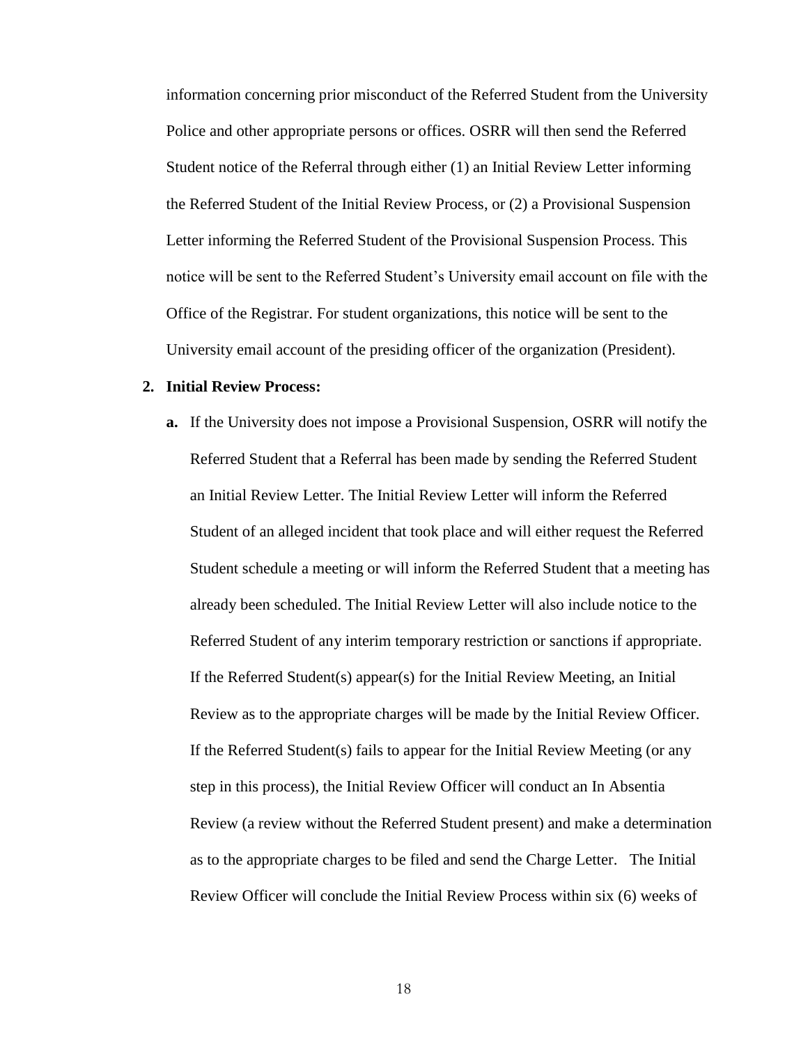information concerning prior misconduct of the Referred Student from the University Police and other appropriate persons or offices. OSRR will then send the Referred Student notice of the Referral through either (1) an Initial Review Letter informing the Referred Student of the Initial Review Process, or (2) a Provisional Suspension Letter informing the Referred Student of the Provisional Suspension Process. This notice will be sent to the Referred Student's University email account on file with the Office of the Registrar. For student organizations, this notice will be sent to the University email account of the presiding officer of the organization (President).

2. **Initial Review Process:**

   a. If the University does not impose a Provisional Suspension, OSRR will notify the Referred Student that a Referral has been made by sending the Referred Student an Initial Review Letter. The Initial Review Letter will inform the Referred Student of an alleged incident that took place and will either request the Referred Student schedule a meeting or will inform the Referred Student that a meeting has already been scheduled. The Initial Review Letter will also include notice to the Referred Student of any interim temporary restriction or sanctions if appropriate. If the Referred Student(s) appear(s) for the Initial Review Meeting, an Initial Review as to the appropriate charges will be made by the Initial Review Officer. If the Referred Student(s) fails to appear for the Initial Review Meeting (or any step in this process), the Initial Review Officer will conduct an In Absentia Review (a review without the Referred Student present) and make a determination as to the appropriate charges to be filed and send the Charge Letter. The Initial Review Officer will conclude the Initial Review Process within six (6) weeks of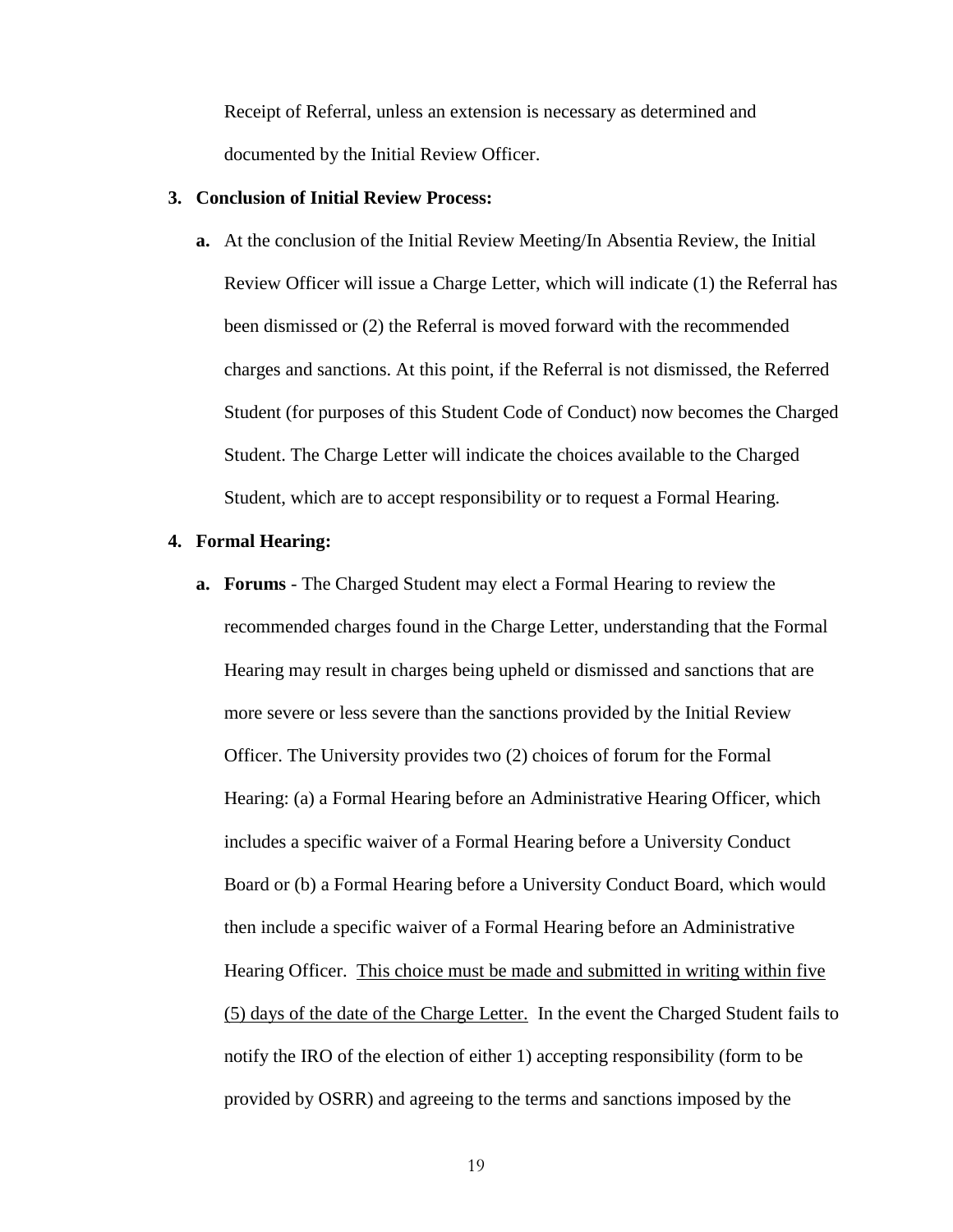Receipt of Referral, unless an extension is necessary as determined and documented by the Initial Review Officer.

3. **Conclusion of Initial Review Process:**

   a. At the conclusion of the Initial Review Meeting/In Absentia Review, the Initial Review Officer will issue a Charge Letter, which will indicate (1) the Referral has been dismissed or (2) the Referral is moved forward with the recommended charges and sanctions. At this point, if the Referral is not dismissed, the Referred Student (for purposes of this Student Code of Conduct) now becomes the Charged Student. The Charge Letter will indicate the choices available to the Charged Student, which are to accept responsibility or to request a Formal Hearing.

4. **Formal Hearing:**

   a. **Forums** - The Charged Student may elect a Formal Hearing to review the recommended charges found in the Charge Letter, understanding that the Formal Hearing may result in charges being upheld or dismissed and sanctions that are more severe or less severe than the sanctions provided by the Initial Review Officer. The University provides two (2) choices of forum for the Formal Hearing: (a) a Formal Hearing before an Administrative Hearing Officer, which includes a specific waiver of a Formal Hearing before a University Conduct Board or (b) a Formal Hearing before a University Conduct Board, which would then include a specific waiver of a Formal Hearing before an Administrative Hearing Officer. <u>This choice must be made and submitted in writing within five (5) days of the date of the Charge Letter.</u> In the event the Charged Student fails to notify the IRO of the election of either 1) accepting responsibility (form to be provided by OSRR) and agreeing to the terms and sanctions imposed by the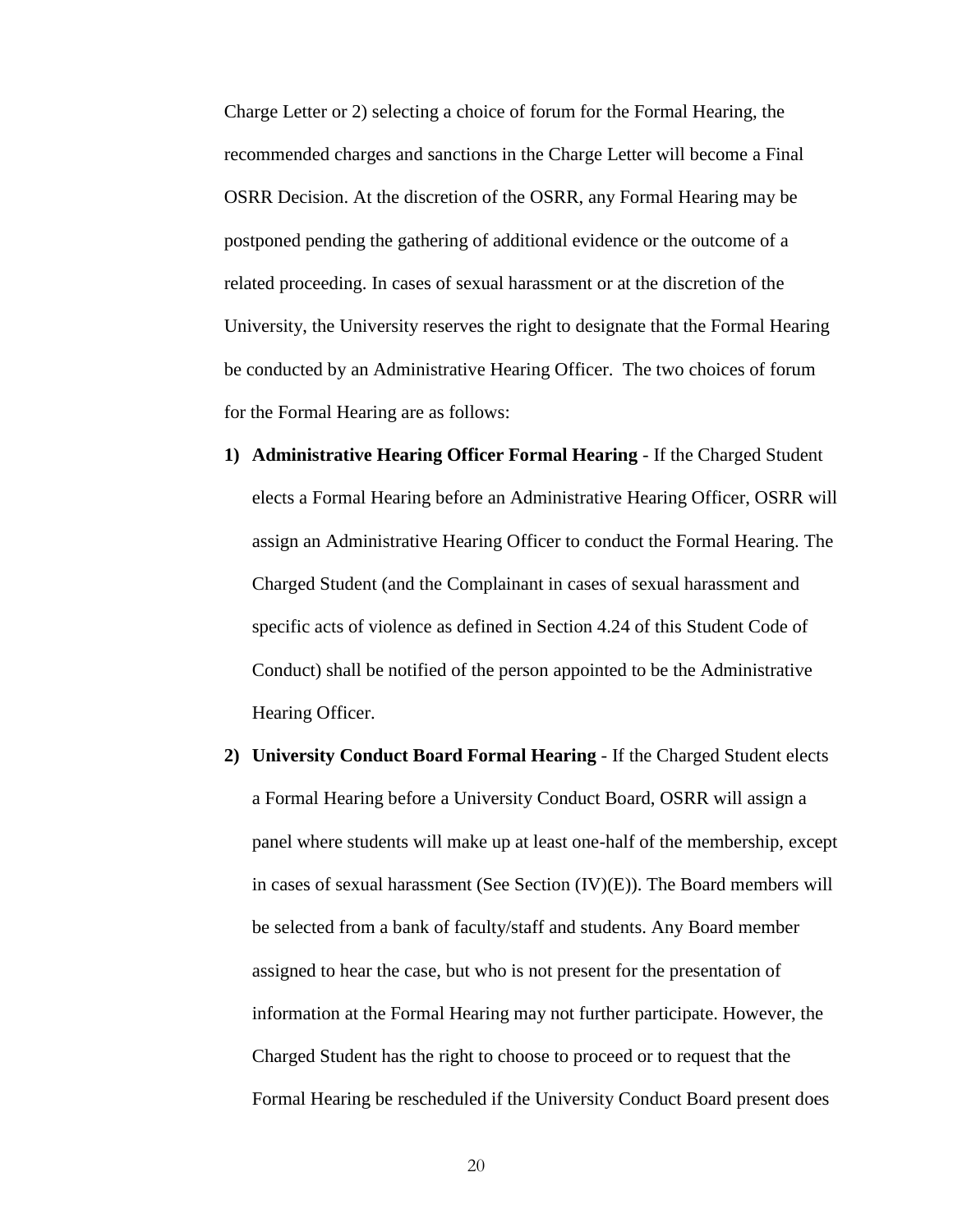Charge Letter or 2) selecting a choice of forum for the Formal Hearing, the recommended charges and sanctions in the Charge Letter will become a Final OSRR Decision. At the discretion of the OSRR, any Formal Hearing may be postponed pending the gathering of additional evidence or the outcome of a related proceeding. In cases of sexual harassment or at the discretion of the University, the University reserves the right to designate that the Formal Hearing be conducted by an Administrative Hearing Officer. The two choices of forum for the Formal Hearing are as follows:

1) **Administrative Hearing Officer Formal Hearing** - If the Charged Student elects a Formal Hearing before an Administrative Hearing Officer, OSRR will assign an Administrative Hearing Officer to conduct the Formal Hearing. The Charged Student (and the Complainant in cases of sexual harassment and specific acts of violence as defined in Section 4.24 of this Student Code of Conduct) shall be notified of the person appointed to be the Administrative Hearing Officer.

2) **University Conduct Board Formal Hearing** - If the Charged Student elects a Formal Hearing before a University Conduct Board, OSRR will assign a panel where students will make up at least one-half of the membership, except in cases of sexual harassment (See Section (IV)(E)). The Board members will be selected from a bank of faculty/staff and students. Any Board member assigned to hear the case, but who is not present for the presentation of information at the Formal Hearing may not further participate. However, the Charged Student has the right to choose to proceed or to request that the Formal Hearing be rescheduled if the University Conduct Board present does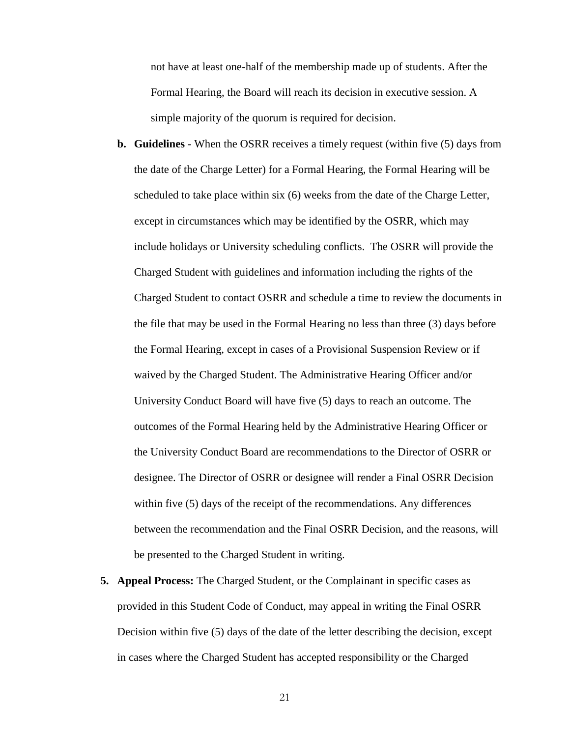not have at least one-half of the membership made up of students. After the Formal Hearing, the Board will reach its decision in executive session. A simple majority of the quorum is required for decision.

b. **Guidelines** - When the OSRR receives a timely request (within five (5) days from the date of the Charge Letter) for a Formal Hearing, the Formal Hearing will be scheduled to take place within six (6) weeks from the date of the Charge Letter, except in circumstances which may be identified by the OSRR, which may include holidays or University scheduling conflicts. The OSRR will provide the Charged Student with guidelines and information including the rights of the Charged Student to contact OSRR and schedule a time to review the documents in the file that may be used in the Formal Hearing no less than three (3) days before the Formal Hearing, except in cases of a Provisional Suspension Review or if waived by the Charged Student. The Administrative Hearing Officer and/or University Conduct Board will have five (5) days to reach an outcome. The outcomes of the Formal Hearing held by the Administrative Hearing Officer or the University Conduct Board are recommendations to the Director of OSRR or designee. The Director of OSRR or designee will render a Final OSRR Decision within five (5) days of the receipt of the recommendations. Any differences between the recommendation and the Final OSRR Decision, and the reasons, will be presented to the Charged Student in writing.

5. **Appeal Process:** The Charged Student, or the Complainant in specific cases as provided in this Student Code of Conduct, may appeal in writing the Final OSRR Decision within five (5) days of the date of the letter describing the decision, except in cases where the Charged Student has accepted responsibility or the Charged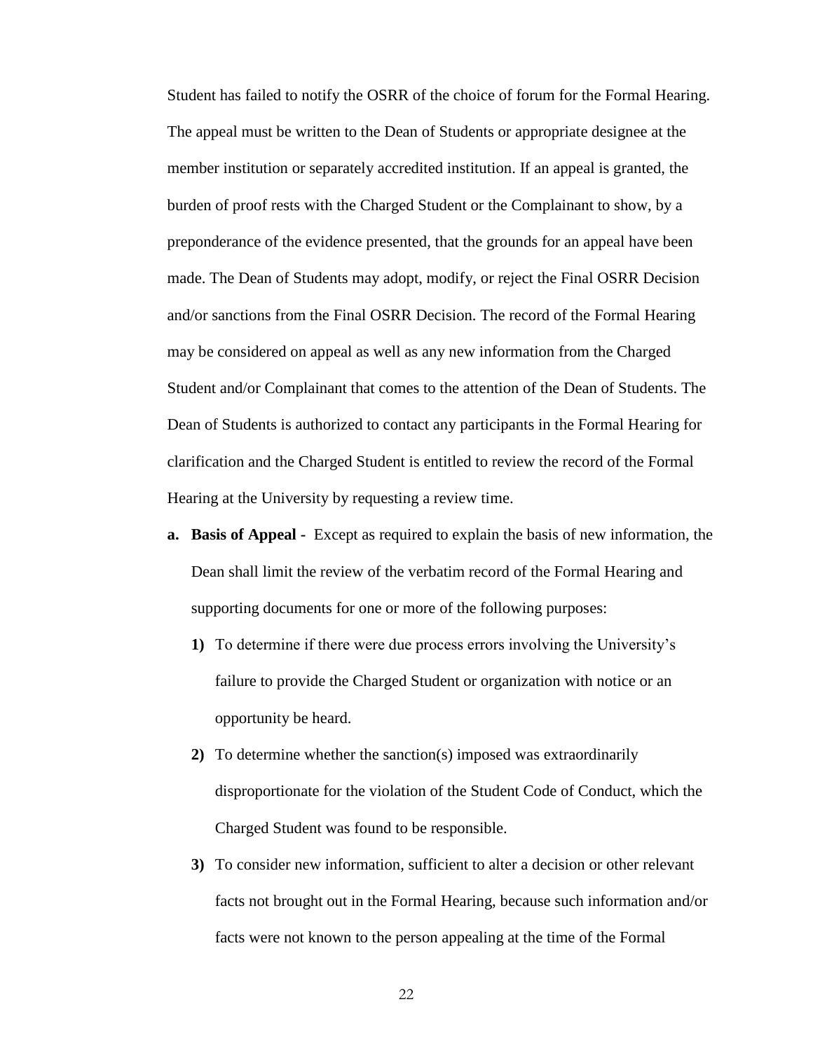Student has failed to notify the OSRR of the choice of forum for the Formal Hearing. The appeal must be written to the Dean of Students or appropriate designee at the member institution or separately accredited institution. If an appeal is granted, the burden of proof rests with the Charged Student or the Complainant to show, by a preponderance of the evidence presented, that the grounds for an appeal have been made. The Dean of Students may adopt, modify, or reject the Final OSRR Decision and/or sanctions from the Final OSRR Decision. The record of the Formal Hearing may be considered on appeal as well as any new information from the Charged Student and/or Complainant that comes to the attention of the Dean of Students. The Dean of Students is authorized to contact any participants in the Formal Hearing for clarification and the Charged Student is entitled to review the record of the Formal Hearing at the University by requesting a review time.

**a. Basis of Appeal -** Except as required to explain the basis of new information, the Dean shall limit the review of the verbatim record of the Formal Hearing and supporting documents for one or more of the following purposes:

**1)** To determine if there were due process errors involving the University's failure to provide the Charged Student or organization with notice or an opportunity be heard.

**2)** To determine whether the sanction(s) imposed was extraordinarily disproportionate for the violation of the Student Code of Conduct, which the Charged Student was found to be responsible.

**3)** To consider new information, sufficient to alter a decision or other relevant facts not brought out in the Formal Hearing, because such information and/or facts were not known to the person appealing at the time of the Formal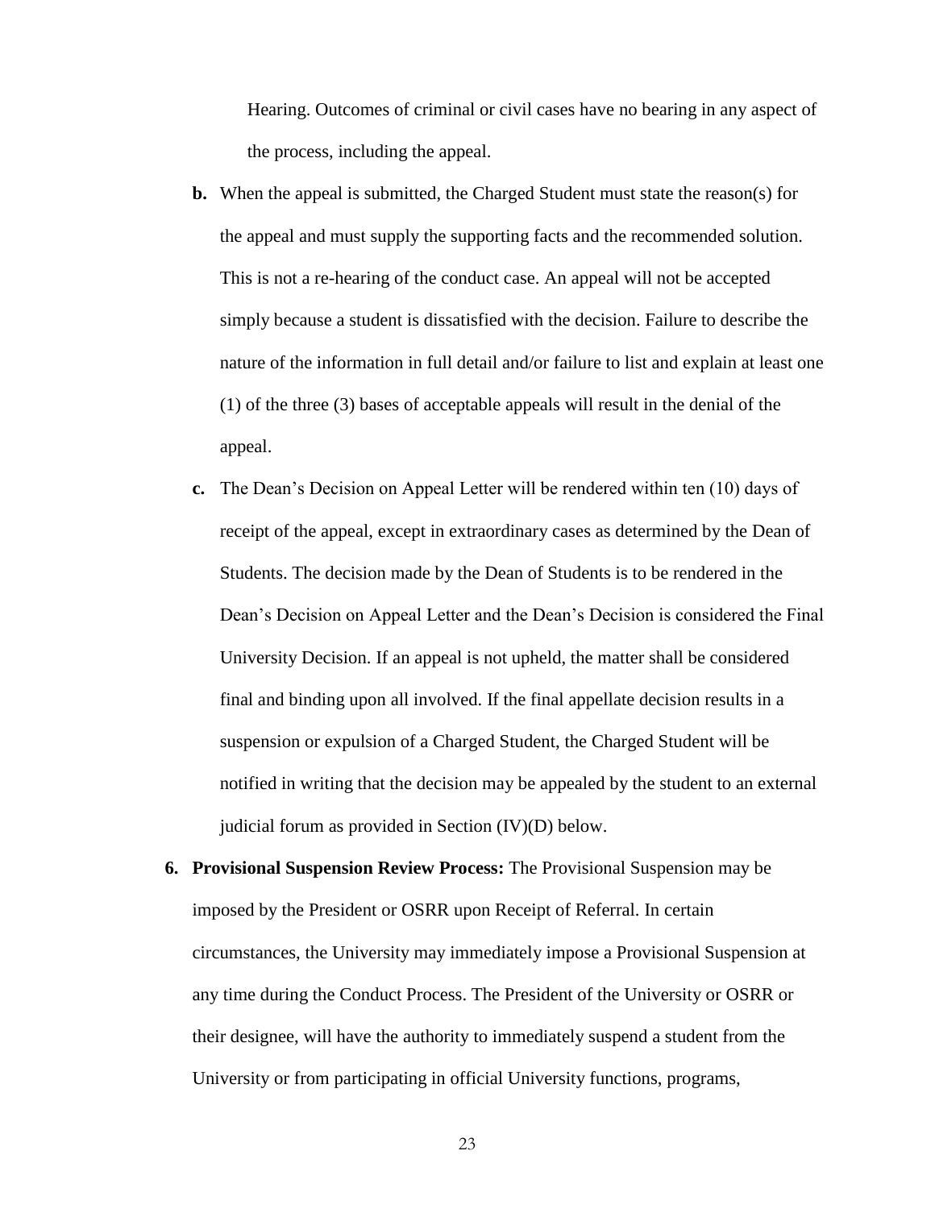Hearing. Outcomes of criminal or civil cases have no bearing in any aspect of the process, including the appeal.

- **b.** When the appeal is submitted, the Charged Student must state the reason(s) for the appeal and must supply the supporting facts and the recommended solution. This is not a re-hearing of the conduct case. An appeal will not be accepted simply because a student is dissatisfied with the decision. Failure to describe the nature of the information in full detail and/or failure to list and explain at least one (1) of the three (3) bases of acceptable appeals will result in the denial of the appeal.
- **c.** The Dean's Decision on Appeal Letter will be rendered within ten (10) days of receipt of the appeal, except in extraordinary cases as determined by the Dean of Students. The decision made by the Dean of Students is to be rendered in the Dean's Decision on Appeal Letter and the Dean's Decision is considered the Final University Decision. If an appeal is not upheld, the matter shall be considered final and binding upon all involved. If the final appellate decision results in a suspension or expulsion of a Charged Student, the Charged Student will be notified in writing that the decision may be appealed by the student to an external judicial forum as provided in Section (IV)(D) below.

**6. Provisional Suspension Review Process:** The Provisional Suspension may be imposed by the President or OSRR upon Receipt of Referral. In certain circumstances, the University may immediately impose a Provisional Suspension at any time during the Conduct Process. The President of the University or OSRR or their designee, will have the authority to immediately suspend a student from the University or from participating in official University functions, programs,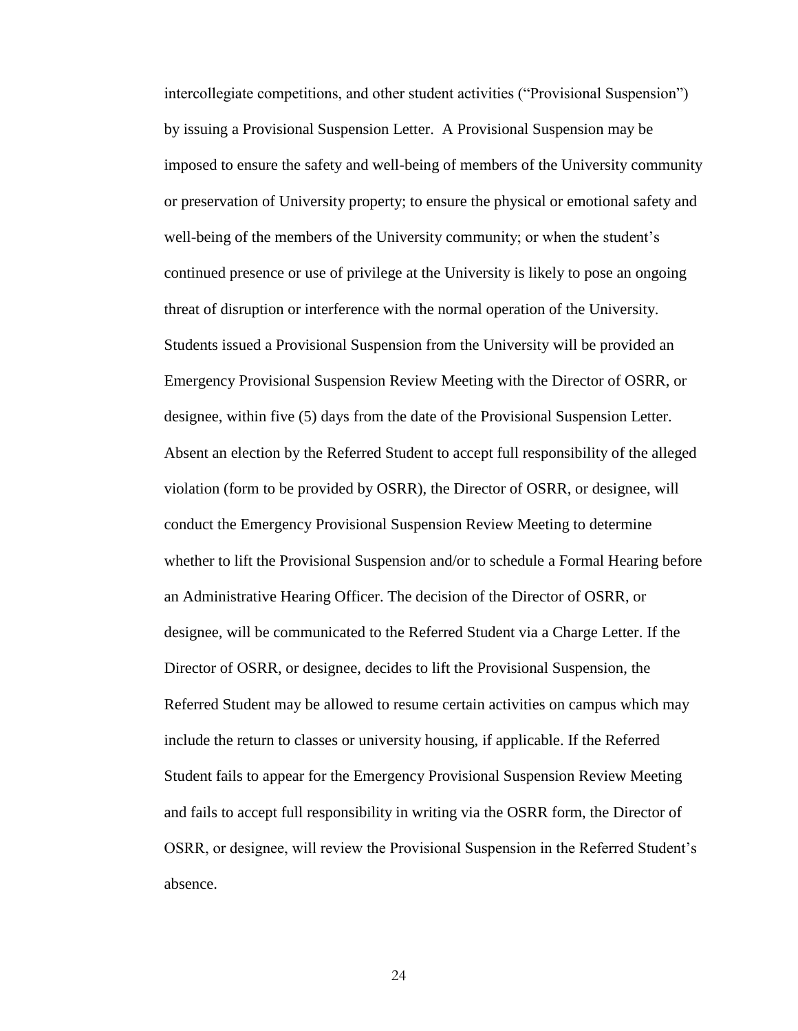intercollegiate competitions, and other student activities ("Provisional Suspension") by issuing a Provisional Suspension Letter. A Provisional Suspension may be imposed to ensure the safety and well-being of members of the University community or preservation of University property; to ensure the physical or emotional safety and well-being of the members of the University community; or when the student's continued presence or use of privilege at the University is likely to pose an ongoing threat of disruption or interference with the normal operation of the University. Students issued a Provisional Suspension from the University will be provided an Emergency Provisional Suspension Review Meeting with the Director of OSRR, or designee, within five (5) days from the date of the Provisional Suspension Letter. Absent an election by the Referred Student to accept full responsibility of the alleged violation (form to be provided by OSRR), the Director of OSRR, or designee, will conduct the Emergency Provisional Suspension Review Meeting to determine whether to lift the Provisional Suspension and/or to schedule a Formal Hearing before an Administrative Hearing Officer. The decision of the Director of OSRR, or designee, will be communicated to the Referred Student via a Charge Letter. If the Director of OSRR, or designee, decides to lift the Provisional Suspension, the Referred Student may be allowed to resume certain activities on campus which may include the return to classes or university housing, if applicable. If the Referred Student fails to appear for the Emergency Provisional Suspension Review Meeting and fails to accept full responsibility in writing via the OSRR form, the Director of OSRR, or designee, will review the Provisional Suspension in the Referred Student's absence.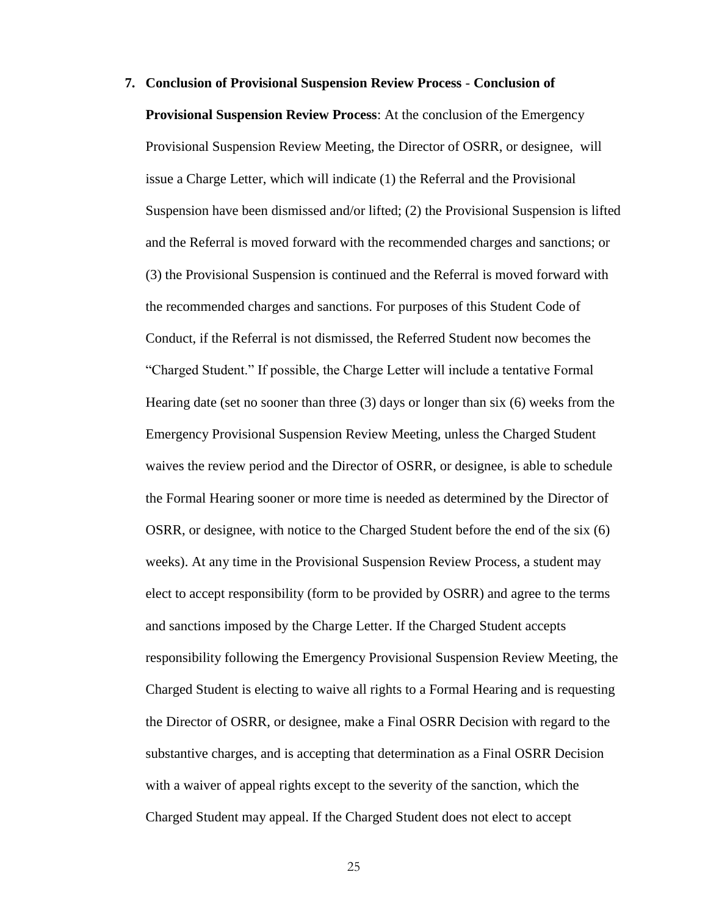7. **Conclusion of Provisional Suspension Review Process** - **Conclusion of Provisional Suspension Review Process**: At the conclusion of the Emergency Provisional Suspension Review Meeting, the Director of OSRR, or designee, will issue a Charge Letter, which will indicate (1) the Referral and the Provisional Suspension have been dismissed and/or lifted; (2) the Provisional Suspension is lifted and the Referral is moved forward with the recommended charges and sanctions; or (3) the Provisional Suspension is continued and the Referral is moved forward with the recommended charges and sanctions. For purposes of this Student Code of Conduct, if the Referral is not dismissed, the Referred Student now becomes the "Charged Student." If possible, the Charge Letter will include a tentative Formal Hearing date (set no sooner than three (3) days or longer than six (6) weeks from the Emergency Provisional Suspension Review Meeting, unless the Charged Student waives the review period and the Director of OSRR, or designee, is able to schedule the Formal Hearing sooner or more time is needed as determined by the Director of OSRR, or designee, with notice to the Charged Student before the end of the six (6) weeks). At any time in the Provisional Suspension Review Process, a student may elect to accept responsibility (form to be provided by OSRR) and agree to the terms and sanctions imposed by the Charge Letter. If the Charged Student accepts responsibility following the Emergency Provisional Suspension Review Meeting, the Charged Student is electing to waive all rights to a Formal Hearing and is requesting the Director of OSRR, or designee, make a Final OSRR Decision with regard to the substantive charges, and is accepting that determination as a Final OSRR Decision with a waiver of appeal rights except to the severity of the sanction, which the Charged Student may appeal. If the Charged Student does not elect to accept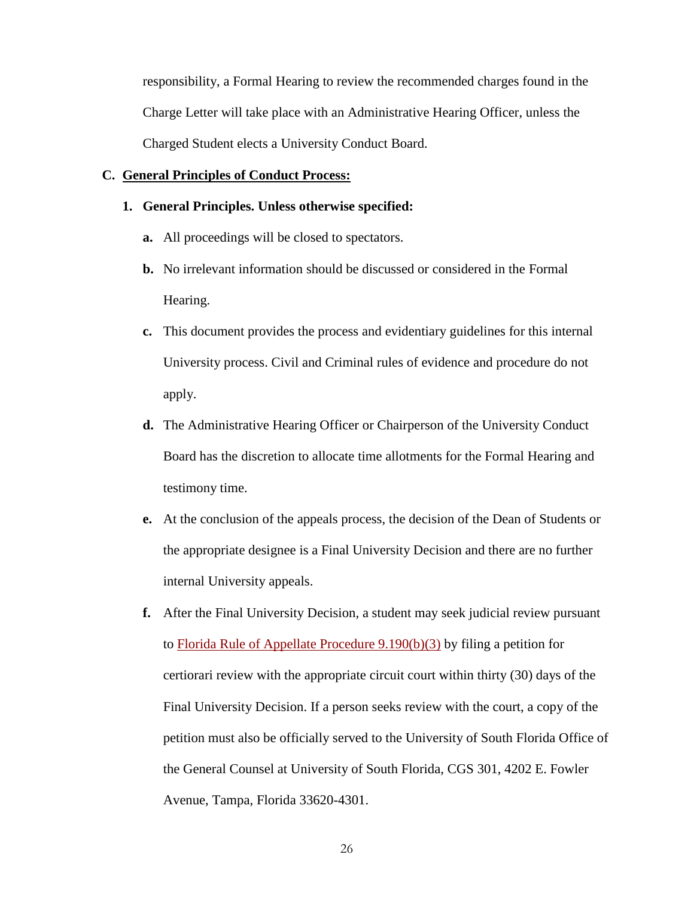responsibility, a Formal Hearing to review the recommended charges found in the Charge Letter will take place with an Administrative Hearing Officer, unless the Charged Student elects a University Conduct Board.

## C. General Principles of Conduct Process:

### 1. General Principles. Unless otherwise specified:

- **a.** All proceedings will be closed to spectators.
- **b.** No irrelevant information should be discussed or considered in the Formal Hearing.
- **c.** This document provides the process and evidentiary guidelines for this internal University process. Civil and Criminal rules of evidence and procedure do not apply.
- **d.** The Administrative Hearing Officer or Chairperson of the University Conduct Board has the discretion to allocate time allotments for the Formal Hearing and testimony time.
- **e.** At the conclusion of the appeals process, the decision of the Dean of Students or the appropriate designee is a Final University Decision and there are no further internal University appeals.
- **f.** After the Final University Decision, a student may seek judicial review pursuant to Florida Rule of Appellate Procedure 9.190(b)(3) by filing a petition for certiorari review with the appropriate circuit court within thirty (30) days of the Final University Decision. If a person seeks review with the court, a copy of the petition must also be officially served to the University of South Florida Office of the General Counsel at University of South Florida, CGS 301, 4202 E. Fowler Avenue, Tampa, Florida 33620-4301.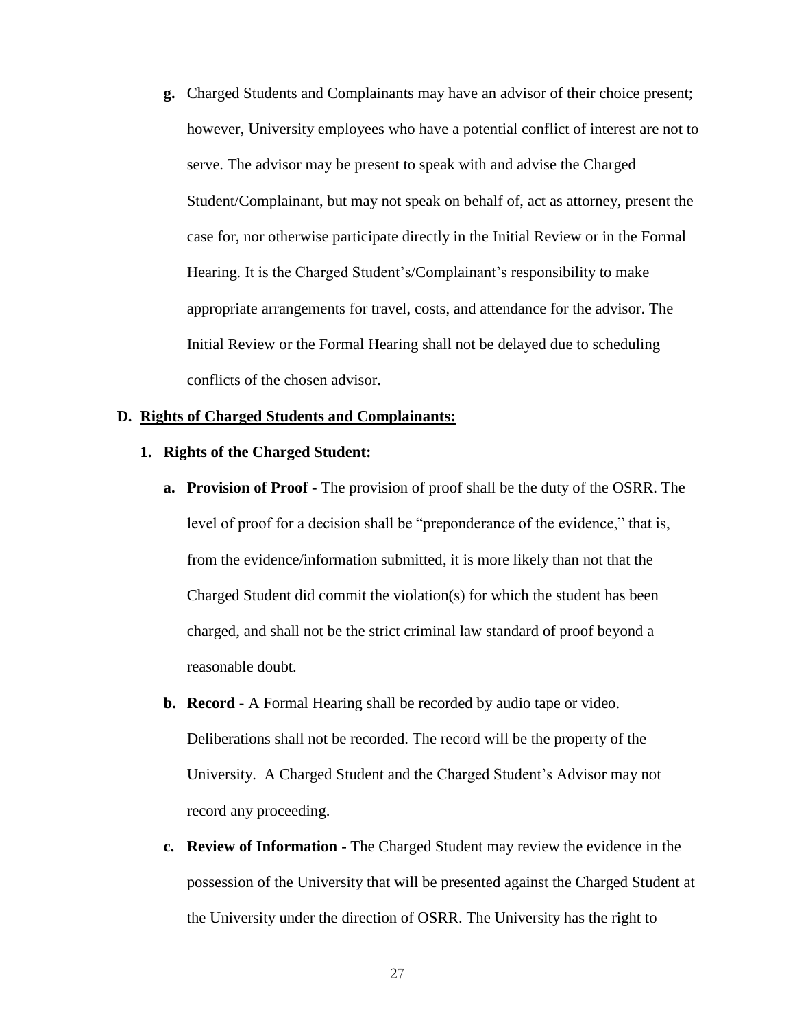g. Charged Students and Complainants may have an advisor of their choice present; however, University employees who have a potential conflict of interest are not to serve. The advisor may be present to speak with and advise the Charged Student/Complainant, but may not speak on behalf of, act as attorney, present the case for, nor otherwise participate directly in the Initial Review or in the Formal Hearing. It is the Charged Student's/Complainant's responsibility to make appropriate arrangements for travel, costs, and attendance for the advisor. The Initial Review or the Formal Hearing shall not be delayed due to scheduling conflicts of the chosen advisor.

**D. <u>Rights of Charged Students and Complainants:</u>**

**1. Rights of the Charged Student:**

a. **Provision of Proof -** The provision of proof shall be the duty of the OSRR. The level of proof for a decision shall be "preponderance of the evidence," that is, from the evidence/information submitted, it is more likely than not that the Charged Student did commit the violation(s) for which the student has been charged, and shall not be the strict criminal law standard of proof beyond a reasonable doubt.

b. **Record -** A Formal Hearing shall be recorded by audio tape or video. Deliberations shall not be recorded. The record will be the property of the University. A Charged Student and the Charged Student's Advisor may not record any proceeding.

c. **Review of Information -** The Charged Student may review the evidence in the possession of the University that will be presented against the Charged Student at the University under the direction of OSRR. The University has the right to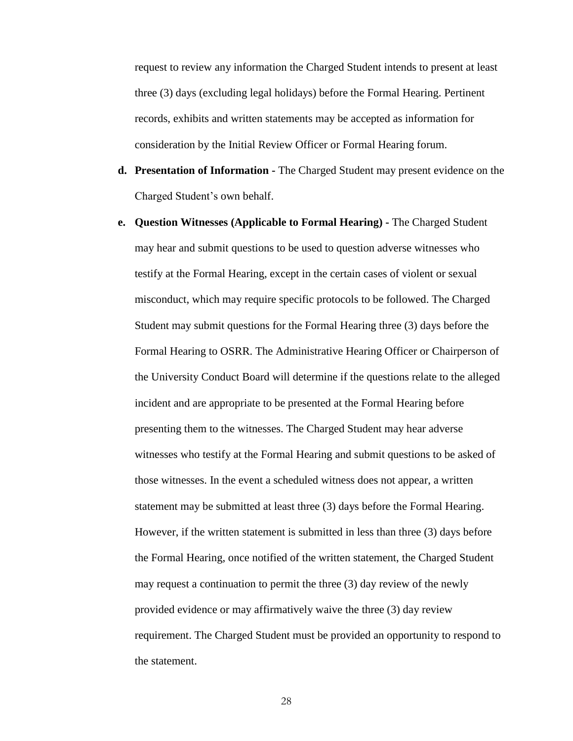request to review any information the Charged Student intends to present at least three (3) days (excluding legal holidays) before the Formal Hearing. Pertinent records, exhibits and written statements may be accepted as information for consideration by the Initial Review Officer or Formal Hearing forum.

d. **Presentation of Information -** The Charged Student may present evidence on the Charged Student's own behalf.

e. **Question Witnesses (Applicable to Formal Hearing) -** The Charged Student may hear and submit questions to be used to question adverse witnesses who testify at the Formal Hearing, except in the certain cases of violent or sexual misconduct, which may require specific protocols to be followed. The Charged Student may submit questions for the Formal Hearing three (3) days before the Formal Hearing to OSRR. The Administrative Hearing Officer or Chairperson of the University Conduct Board will determine if the questions relate to the alleged incident and are appropriate to be presented at the Formal Hearing before presenting them to the witnesses. The Charged Student may hear adverse witnesses who testify at the Formal Hearing and submit questions to be asked of those witnesses. In the event a scheduled witness does not appear, a written statement may be submitted at least three (3) days before the Formal Hearing. However, if the written statement is submitted in less than three (3) days before the Formal Hearing, once notified of the written statement, the Charged Student may request a continuation to permit the three (3) day review of the newly provided evidence or may affirmatively waive the three (3) day review requirement. The Charged Student must be provided an opportunity to respond to the statement.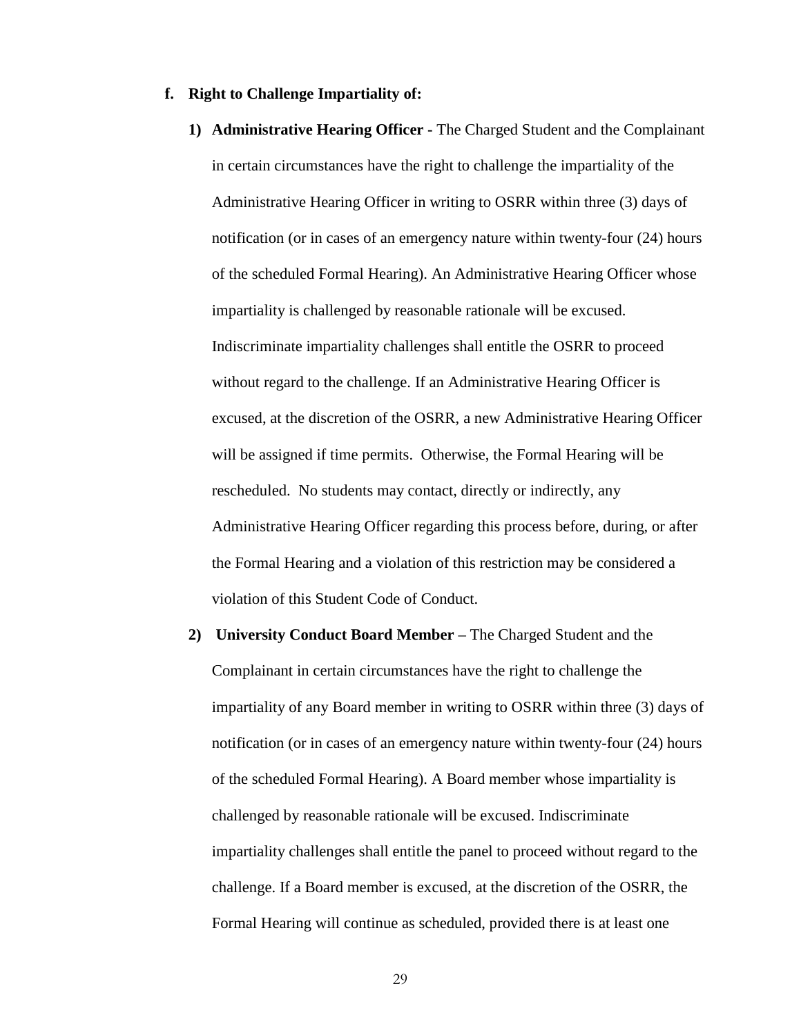**f. Right to Challenge Impartiality of:**

1) **Administrative Hearing Officer -** The Charged Student and the Complainant in certain circumstances have the right to challenge the impartiality of the Administrative Hearing Officer in writing to OSRR within three (3) days of notification (or in cases of an emergency nature within twenty-four (24) hours of the scheduled Formal Hearing). An Administrative Hearing Officer whose impartiality is challenged by reasonable rationale will be excused. Indiscriminate impartiality challenges shall entitle the OSRR to proceed without regard to the challenge. If an Administrative Hearing Officer is excused, at the discretion of the OSRR, a new Administrative Hearing Officer will be assigned if time permits. Otherwise, the Formal Hearing will be rescheduled. No students may contact, directly or indirectly, any Administrative Hearing Officer regarding this process before, during, or after the Formal Hearing and a violation of this restriction may be considered a violation of this Student Code of Conduct.

2) **University Conduct Board Member –** The Charged Student and the Complainant in certain circumstances have the right to challenge the impartiality of any Board member in writing to OSRR within three (3) days of notification (or in cases of an emergency nature within twenty-four (24) hours of the scheduled Formal Hearing). A Board member whose impartiality is challenged by reasonable rationale will be excused. Indiscriminate impartiality challenges shall entitle the panel to proceed without regard to the challenge. If a Board member is excused, at the discretion of the OSRR, the Formal Hearing will continue as scheduled, provided there is at least one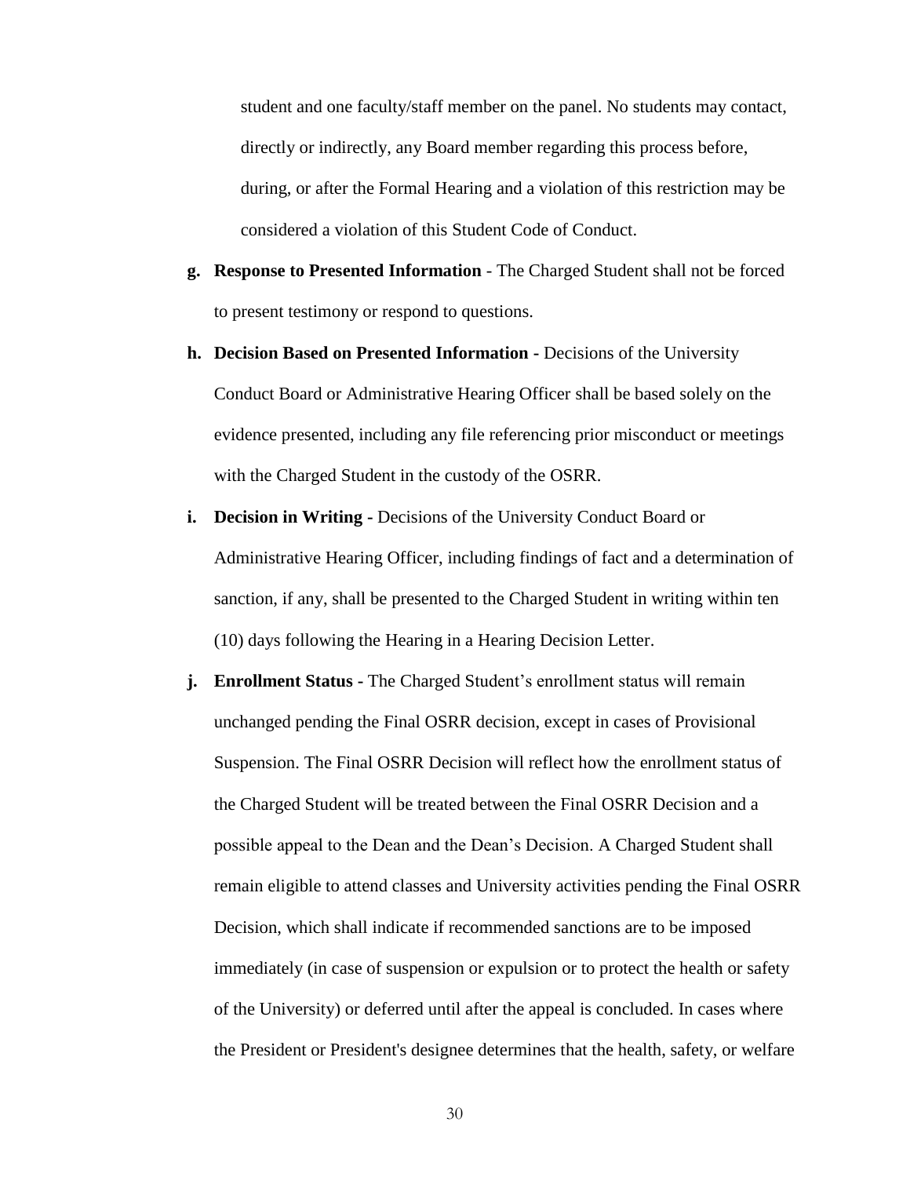student and one faculty/staff member on the panel. No students may contact, directly or indirectly, any Board member regarding this process before, during, or after the Formal Hearing and a violation of this restriction may be considered a violation of this Student Code of Conduct.

g. **Response to Presented Information** - The Charged Student shall not be forced to present testimony or respond to questions.

h. **Decision Based on Presented Information -** Decisions of the University Conduct Board or Administrative Hearing Officer shall be based solely on the evidence presented, including any file referencing prior misconduct or meetings with the Charged Student in the custody of the OSRR.

i. **Decision in Writing -** Decisions of the University Conduct Board or Administrative Hearing Officer, including findings of fact and a determination of sanction, if any, shall be presented to the Charged Student in writing within ten (10) days following the Hearing in a Hearing Decision Letter.

j. **Enrollment Status -** The Charged Student's enrollment status will remain unchanged pending the Final OSRR decision, except in cases of Provisional Suspension. The Final OSRR Decision will reflect how the enrollment status of the Charged Student will be treated between the Final OSRR Decision and a possible appeal to the Dean and the Dean's Decision. A Charged Student shall remain eligible to attend classes and University activities pending the Final OSRR Decision, which shall indicate if recommended sanctions are to be imposed immediately (in case of suspension or expulsion or to protect the health or safety of the University) or deferred until after the appeal is concluded. In cases where the President or President's designee determines that the health, safety, or welfare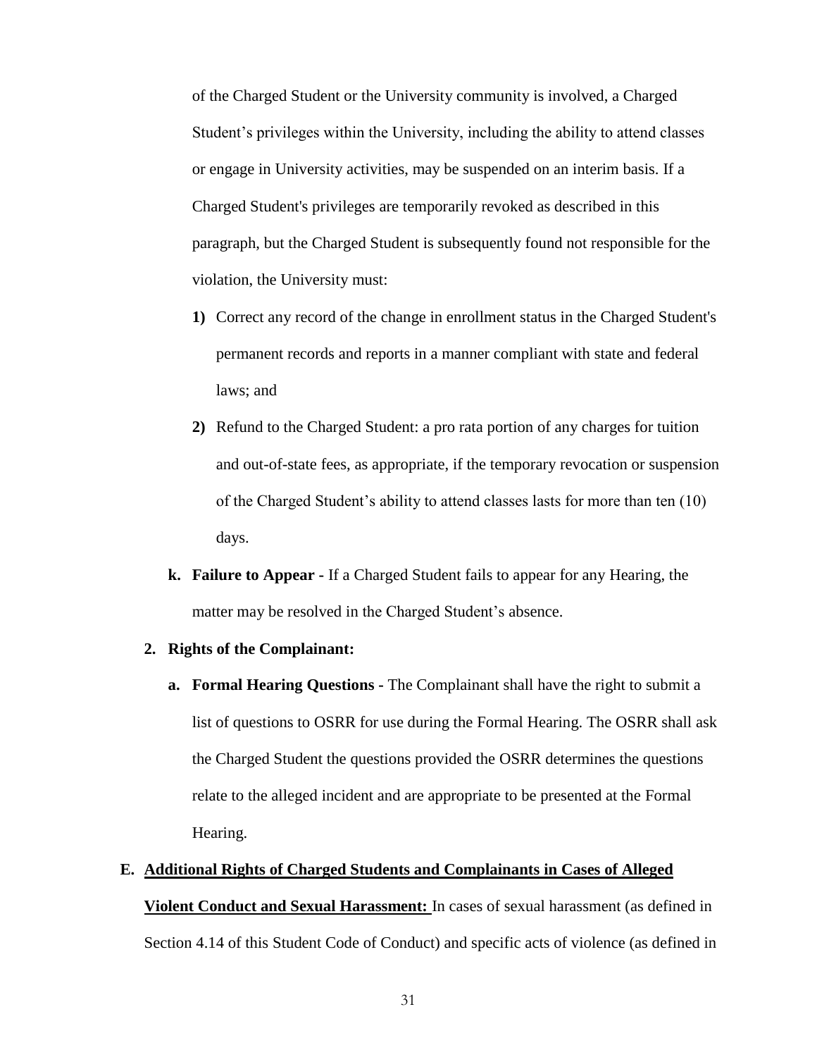of the Charged Student or the University community is involved, a Charged Student's privileges within the University, including the ability to attend classes or engage in University activities, may be suspended on an interim basis. If a Charged Student's privileges are temporarily revoked as described in this paragraph, but the Charged Student is subsequently found not responsible for the violation, the University must:

1) Correct any record of the change in enrollment status in the Charged Student's permanent records and reports in a manner compliant with state and federal laws; and
2) Refund to the Charged Student: a pro rata portion of any charges for tuition and out-of-state fees, as appropriate, if the temporary revocation or suspension of the Charged Student's ability to attend classes lasts for more than ten (10) days.

k. **Failure to Appear -** If a Charged Student fails to appear for any Hearing, the matter may be resolved in the Charged Student's absence.

2. **Rights of the Complainant:**

a. **Formal Hearing Questions -** The Complainant shall have the right to submit a list of questions to OSRR for use during the Formal Hearing. The OSRR shall ask the Charged Student the questions provided the OSRR determines the questions relate to the alleged incident and are appropriate to be presented at the Formal Hearing.

E. **Additional Rights of Charged Students and Complainants in Cases of Alleged Violent Conduct and Sexual Harassment:** In cases of sexual harassment (as defined in Section 4.14 of this Student Code of Conduct) and specific acts of violence (as defined in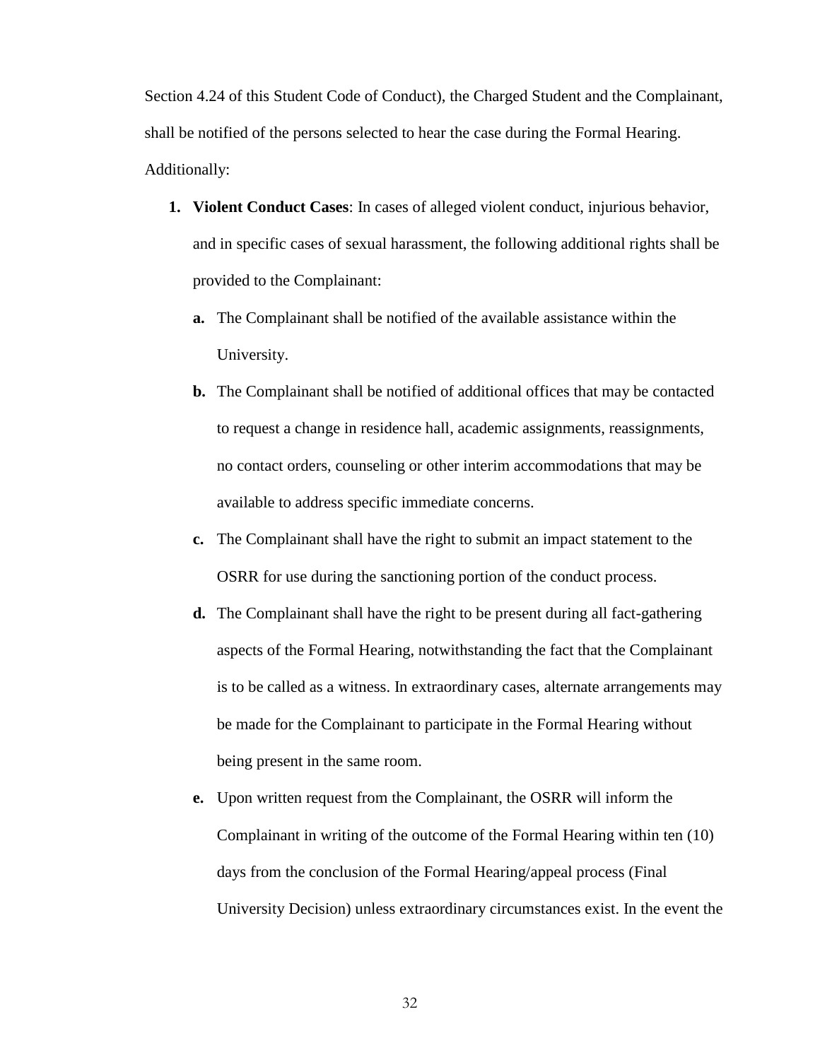Section 4.24 of this Student Code of Conduct), the Charged Student and the Complainant, shall be notified of the persons selected to hear the case during the Formal Hearing. Additionally:

1. **Violent Conduct Cases**: In cases of alleged violent conduct, injurious behavior, and in specific cases of sexual harassment, the following additional rights shall be provided to the Complainant:
   - **a.** The Complainant shall be notified of the available assistance within the University.
   - **b.** The Complainant shall be notified of additional offices that may be contacted to request a change in residence hall, academic assignments, reassignments, no contact orders, counseling or other interim accommodations that may be available to address specific immediate concerns.
   - **c.** The Complainant shall have the right to submit an impact statement to the OSRR for use during the sanctioning portion of the conduct process.
   - **d.** The Complainant shall have the right to be present during all fact-gathering aspects of the Formal Hearing, notwithstanding the fact that the Complainant is to be called as a witness. In extraordinary cases, alternate arrangements may be made for the Complainant to participate in the Formal Hearing without being present in the same room.
   - **e.** Upon written request from the Complainant, the OSRR will inform the Complainant in writing of the outcome of the Formal Hearing within ten (10) days from the conclusion of the Formal Hearing/appeal process (Final University Decision) unless extraordinary circumstances exist. In the event the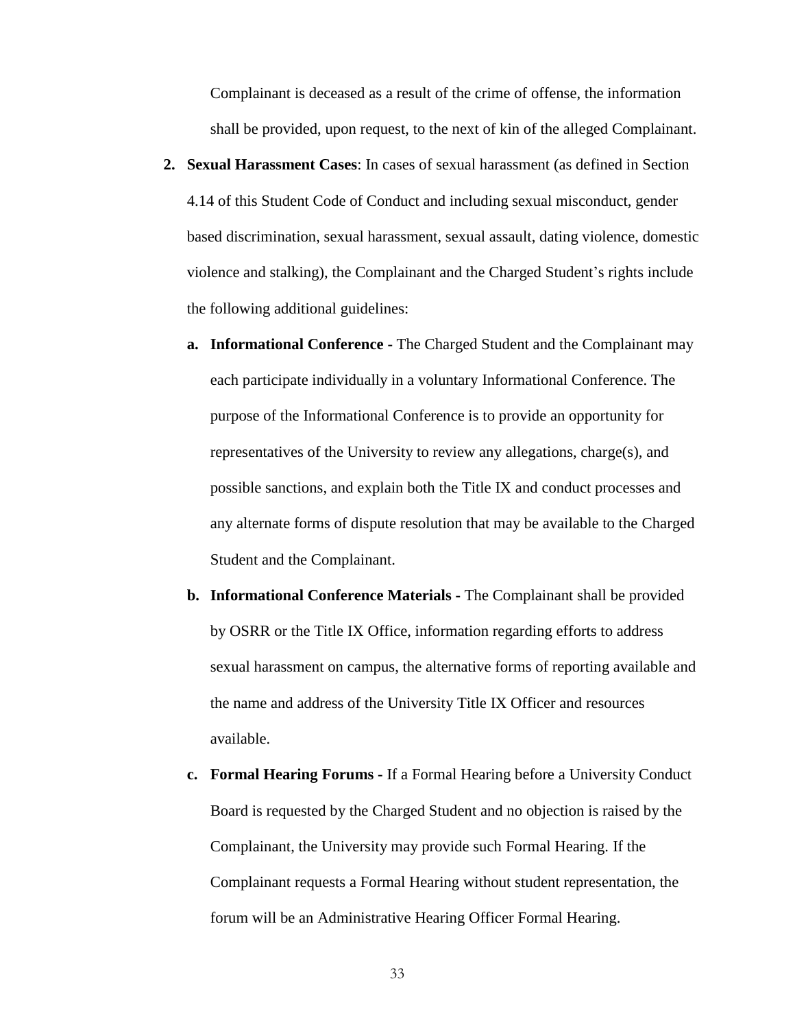Complainant is deceased as a result of the crime of offense, the information shall be provided, upon request, to the next of kin of the alleged Complainant.

2. **Sexual Harassment Cases**: In cases of sexual harassment (as defined in Section 4.14 of this Student Code of Conduct and including sexual misconduct, gender based discrimination, sexual harassment, sexual assault, dating violence, domestic violence and stalking), the Complainant and the Charged Student's rights include the following additional guidelines:

   a. **Informational Conference -** The Charged Student and the Complainant may each participate individually in a voluntary Informational Conference. The purpose of the Informational Conference is to provide an opportunity for representatives of the University to review any allegations, charge(s), and possible sanctions, and explain both the Title IX and conduct processes and any alternate forms of dispute resolution that may be available to the Charged Student and the Complainant.

   b. **Informational Conference Materials -** The Complainant shall be provided by OSRR or the Title IX Office, information regarding efforts to address sexual harassment on campus, the alternative forms of reporting available and the name and address of the University Title IX Officer and resources available.

   c. **Formal Hearing Forums -** If a Formal Hearing before a University Conduct Board is requested by the Charged Student and no objection is raised by the Complainant, the University may provide such Formal Hearing. If the Complainant requests a Formal Hearing without student representation, the forum will be an Administrative Hearing Officer Formal Hearing.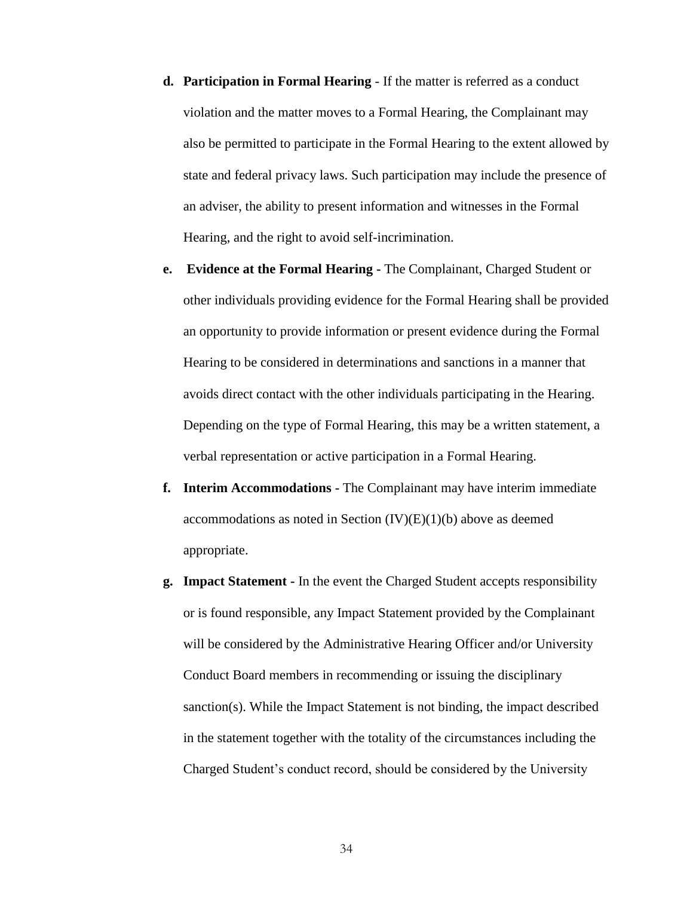**d. Participation in Formal Hearing** - If the matter is referred as a conduct violation and the matter moves to a Formal Hearing, the Complainant may also be permitted to participate in the Formal Hearing to the extent allowed by state and federal privacy laws. Such participation may include the presence of an adviser, the ability to present information and witnesses in the Formal Hearing, and the right to avoid self-incrimination.

**e. Evidence at the Formal Hearing -** The Complainant, Charged Student or other individuals providing evidence for the Formal Hearing shall be provided an opportunity to provide information or present evidence during the Formal Hearing to be considered in determinations and sanctions in a manner that avoids direct contact with the other individuals participating in the Hearing. Depending on the type of Formal Hearing, this may be a written statement, a verbal representation or active participation in a Formal Hearing.

**f. Interim Accommodations -** The Complainant may have interim immediate accommodations as noted in Section (IV)(E)(1)(b) above as deemed appropriate.

**g. Impact Statement -** In the event the Charged Student accepts responsibility or is found responsible, any Impact Statement provided by the Complainant will be considered by the Administrative Hearing Officer and/or University Conduct Board members in recommending or issuing the disciplinary sanction(s). While the Impact Statement is not binding, the impact described in the statement together with the totality of the circumstances including the Charged Student's conduct record, should be considered by the University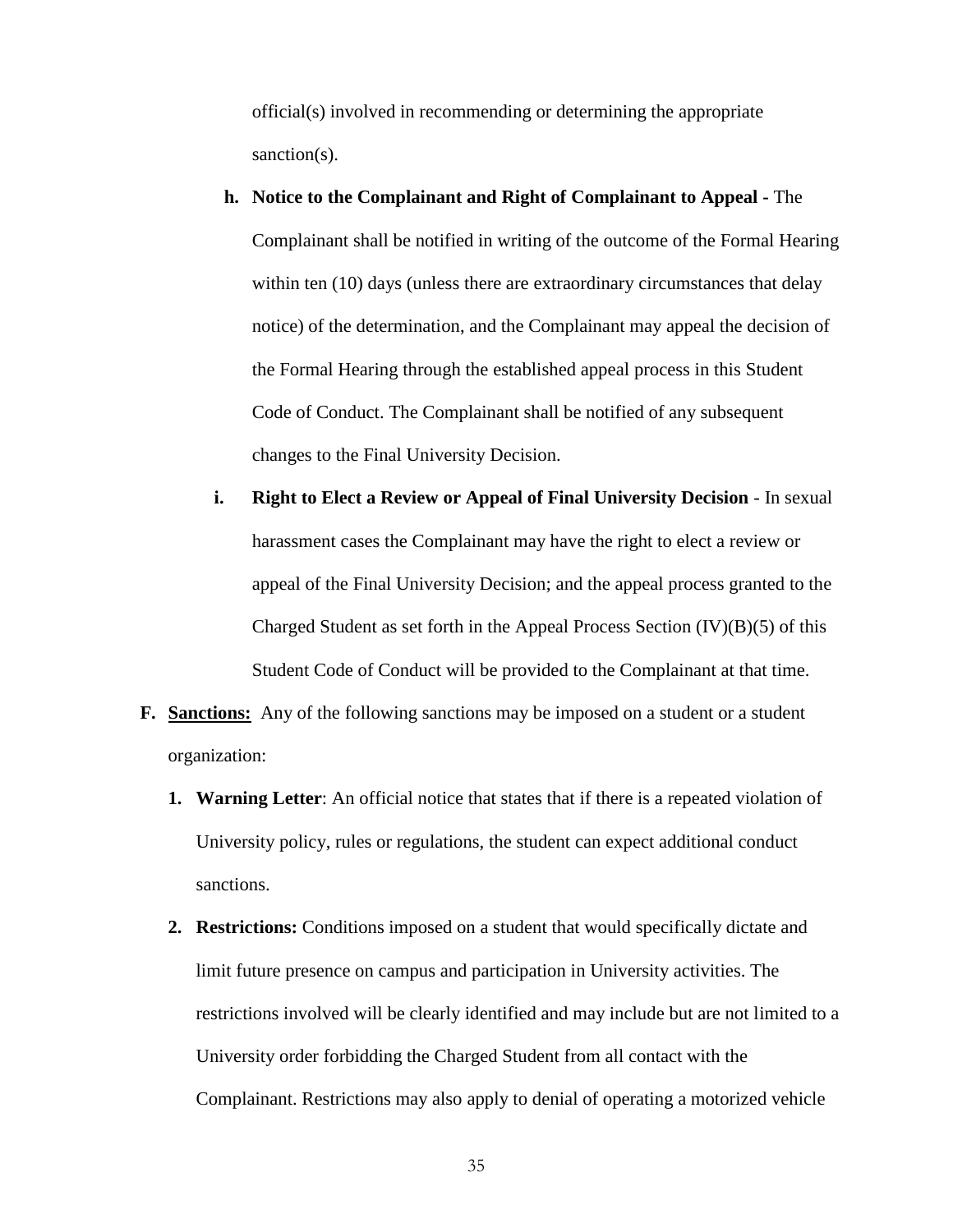official(s) involved in recommending or determining the appropriate sanction(s).

h. **Notice to the Complainant and Right of Complainant to Appeal -** The Complainant shall be notified in writing of the outcome of the Formal Hearing within ten (10) days (unless there are extraordinary circumstances that delay notice) of the determination, and the Complainant may appeal the decision of the Formal Hearing through the established appeal process in this Student Code of Conduct. The Complainant shall be notified of any subsequent changes to the Final University Decision.

i. **Right to Elect a Review or Appeal of Final University Decision** - In sexual harassment cases the Complainant may have the right to elect a review or appeal of the Final University Decision; and the appeal process granted to the Charged Student as set forth in the Appeal Process Section (IV)(B)(5) of this Student Code of Conduct will be provided to the Complainant at that time.

**F. <u>Sanctions:</u>** Any of the following sanctions may be imposed on a student or a student organization:

1. **Warning Letter**: An official notice that states that if there is a repeated violation of University policy, rules or regulations, the student can expect additional conduct sanctions.
2. **Restrictions:** Conditions imposed on a student that would specifically dictate and limit future presence on campus and participation in University activities. The restrictions involved will be clearly identified and may include but are not limited to a University order forbidding the Charged Student from all contact with the Complainant. Restrictions may also apply to denial of operating a motorized vehicle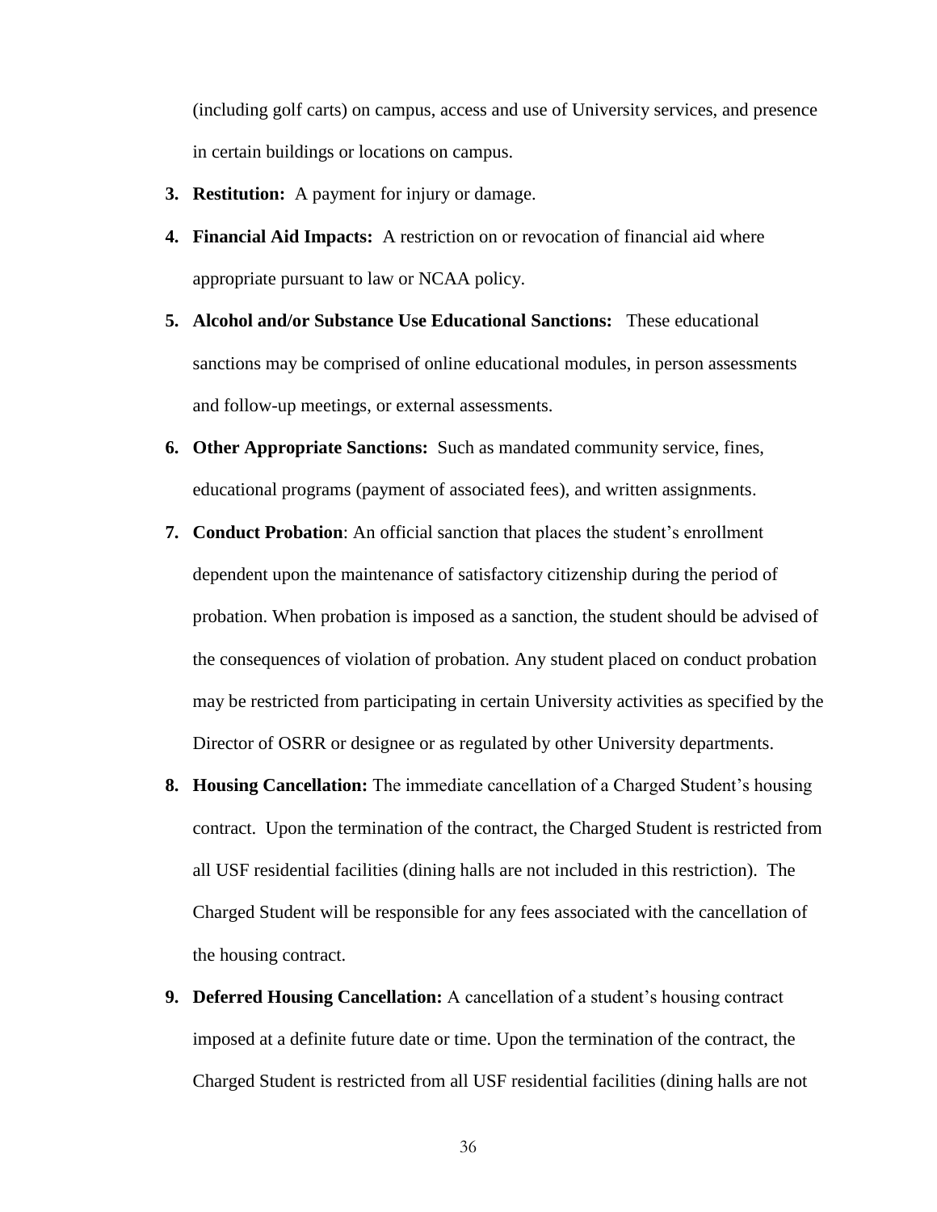(including golf carts) on campus, access and use of University services, and presence in certain buildings or locations on campus.

3. **Restitution:** A payment for injury or damage.

4. **Financial Aid Impacts:** A restriction on or revocation of financial aid where appropriate pursuant to law or NCAA policy.

5. **Alcohol and/or Substance Use Educational Sanctions:** These educational sanctions may be comprised of online educational modules, in person assessments and follow-up meetings, or external assessments.

6. **Other Appropriate Sanctions:** Such as mandated community service, fines, educational programs (payment of associated fees), and written assignments.

7. **Conduct Probation**: An official sanction that places the student's enrollment dependent upon the maintenance of satisfactory citizenship during the period of probation. When probation is imposed as a sanction, the student should be advised of the consequences of violation of probation. Any student placed on conduct probation may be restricted from participating in certain University activities as specified by the Director of OSRR or designee or as regulated by other University departments.

8. **Housing Cancellation:** The immediate cancellation of a Charged Student's housing contract. Upon the termination of the contract, the Charged Student is restricted from all USF residential facilities (dining halls are not included in this restriction). The Charged Student will be responsible for any fees associated with the cancellation of the housing contract.

9. **Deferred Housing Cancellation:** A cancellation of a student's housing contract imposed at a definite future date or time. Upon the termination of the contract, the Charged Student is restricted from all USF residential facilities (dining halls are not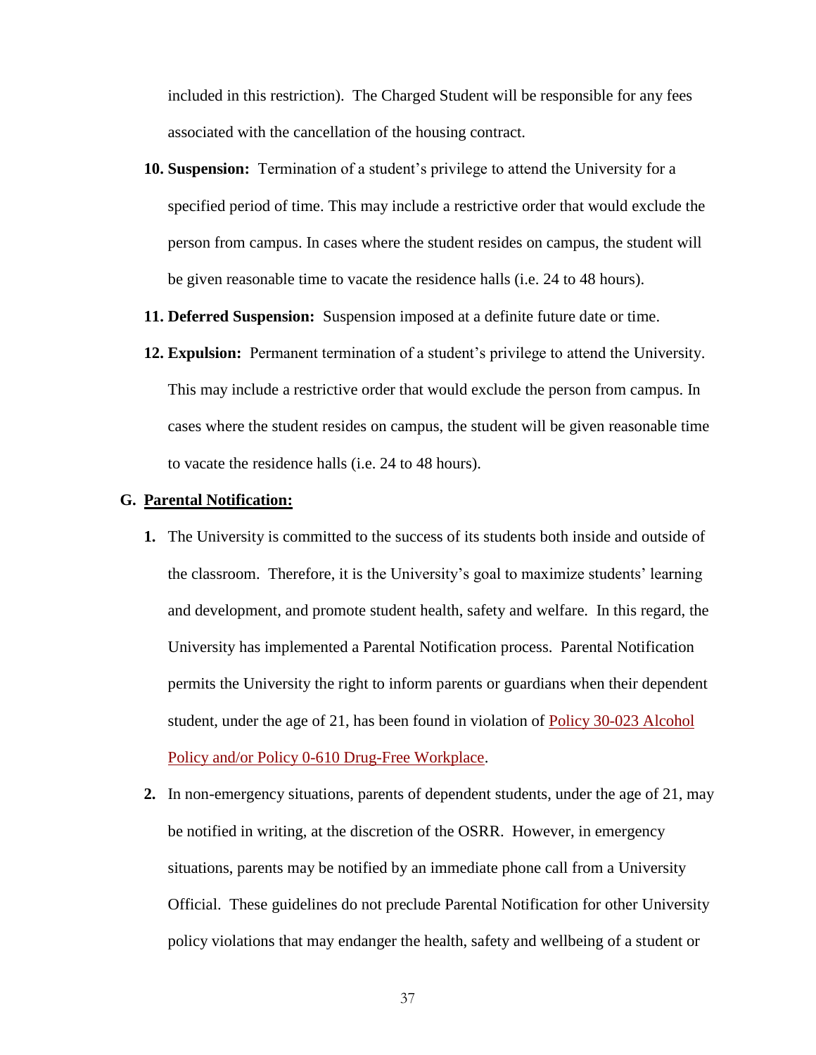included in this restriction). The Charged Student will be responsible for any fees associated with the cancellation of the housing contract.

10. **Suspension:** Termination of a student's privilege to attend the University for a specified period of time. This may include a restrictive order that would exclude the person from campus. In cases where the student resides on campus, the student will be given reasonable time to vacate the residence halls (i.e. 24 to 48 hours).
11. **Deferred Suspension:** Suspension imposed at a definite future date or time.
12. **Expulsion:** Permanent termination of a student's privilege to attend the University. This may include a restrictive order that would exclude the person from campus. In cases where the student resides on campus, the student will be given reasonable time to vacate the residence halls (i.e. 24 to 48 hours).

**G. <u>Parental Notification:</u>**

1. The University is committed to the success of its students both inside and outside of the classroom. Therefore, it is the University's goal to maximize students' learning and development, and promote student health, safety and welfare. In this regard, the University has implemented a Parental Notification process. Parental Notification permits the University the right to inform parents or guardians when their dependent student, under the age of 21, has been found in violation of Policy 30-023 Alcohol Policy and/or Policy 0-610 Drug-Free Workplace.
2. In non-emergency situations, parents of dependent students, under the age of 21, may be notified in writing, at the discretion of the OSRR. However, in emergency situations, parents may be notified by an immediate phone call from a University Official. These guidelines do not preclude Parental Notification for other University policy violations that may endanger the health, safety and wellbeing of a student or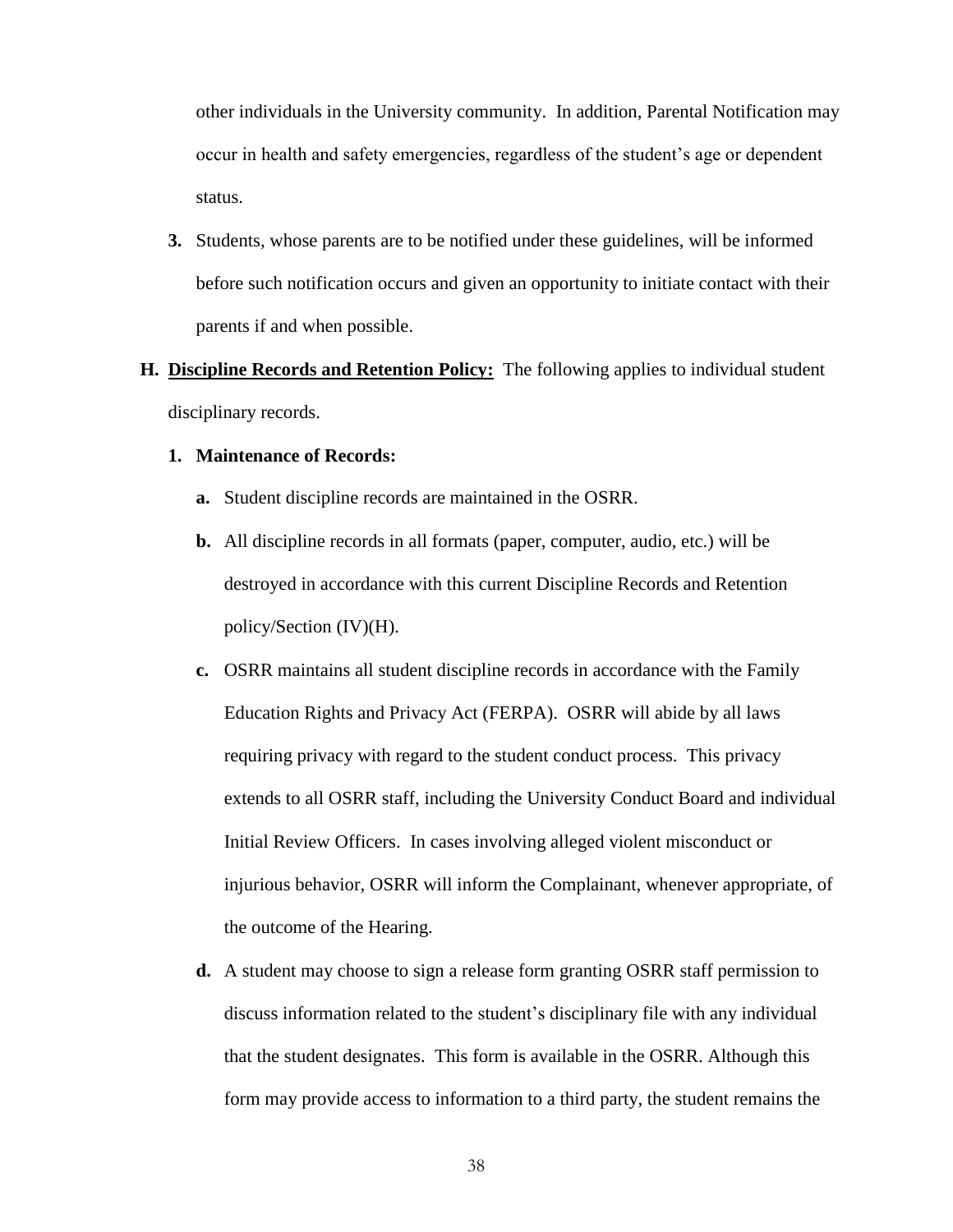other individuals in the University community. In addition, Parental Notification may occur in health and safety emergencies, regardless of the student's age or dependent status.

3. Students, whose parents are to be notified under these guidelines, will be informed before such notification occurs and given an opportunity to initiate contact with their parents if and when possible.

**H. Discipline Records and Retention Policy:** The following applies to individual student disciplinary records.

**1. Maintenance of Records:**

**a.** Student discipline records are maintained in the OSRR.

**b.** All discipline records in all formats (paper, computer, audio, etc.) will be destroyed in accordance with this current Discipline Records and Retention policy/Section (IV)(H).

**c.** OSRR maintains all student discipline records in accordance with the Family Education Rights and Privacy Act (FERPA). OSRR will abide by all laws requiring privacy with regard to the student conduct process. This privacy extends to all OSRR staff, including the University Conduct Board and individual Initial Review Officers. In cases involving alleged violent misconduct or injurious behavior, OSRR will inform the Complainant, whenever appropriate, of the outcome of the Hearing.

**d.** A student may choose to sign a release form granting OSRR staff permission to discuss information related to the student's disciplinary file with any individual that the student designates. This form is available in the OSRR. Although this form may provide access to information to a third party, the student remains the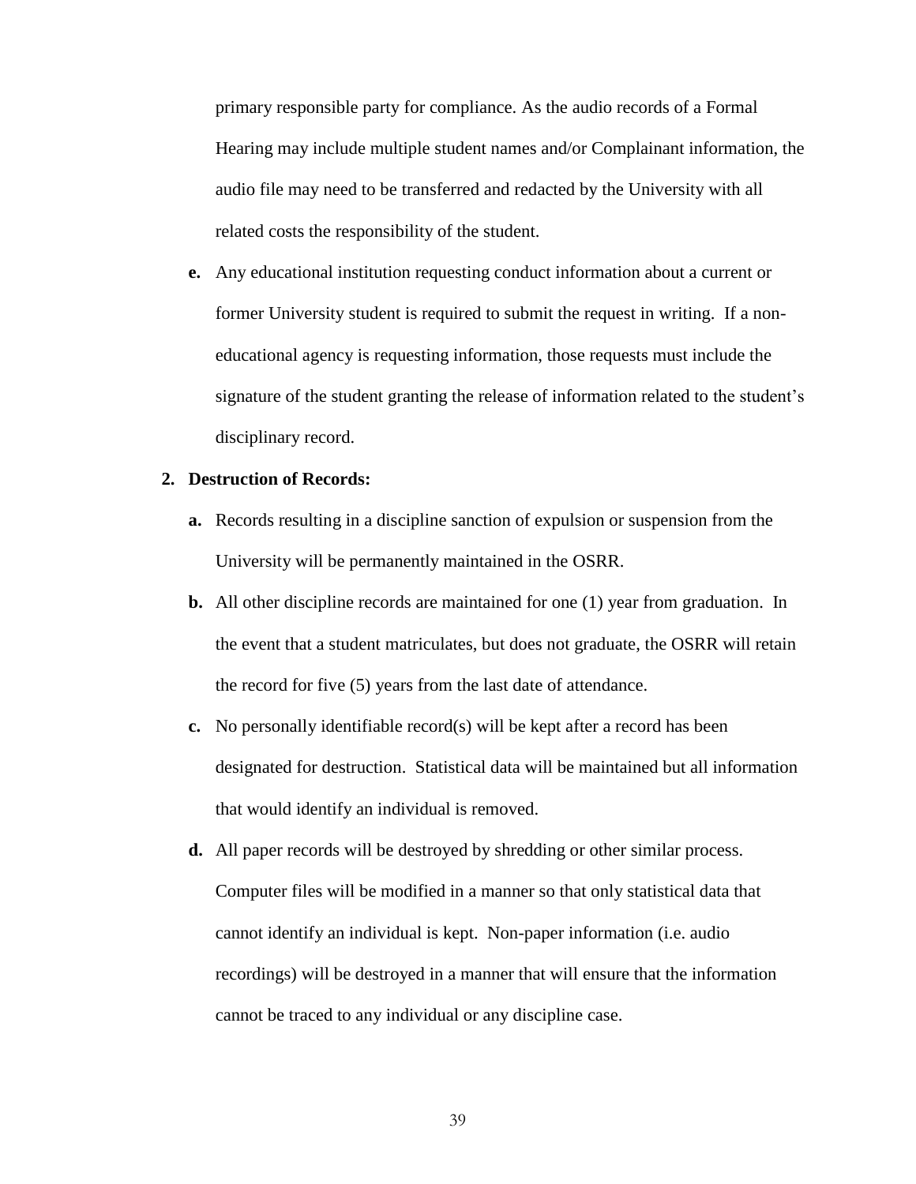primary responsible party for compliance. As the audio records of a Formal Hearing may include multiple student names and/or Complainant information, the audio file may need to be transferred and redacted by the University with all related costs the responsibility of the student.

   **e.** Any educational institution requesting conduct information about a current or former University student is required to submit the request in writing. If a non-educational agency is requesting information, those requests must include the signature of the student granting the release of information related to the student's disciplinary record.

2. **Destruction of Records:**

   **a.** Records resulting in a discipline sanction of expulsion or suspension from the University will be permanently maintained in the OSRR.

   **b.** All other discipline records are maintained for one (1) year from graduation. In the event that a student matriculates, but does not graduate, the OSRR will retain the record for five (5) years from the last date of attendance.

   **c.** No personally identifiable record(s) will be kept after a record has been designated for destruction. Statistical data will be maintained but all information that would identify an individual is removed.

   **d.** All paper records will be destroyed by shredding or other similar process. Computer files will be modified in a manner so that only statistical data that cannot identify an individual is kept. Non-paper information (i.e. audio recordings) will be destroyed in a manner that will ensure that the information cannot be traced to any individual or any discipline case.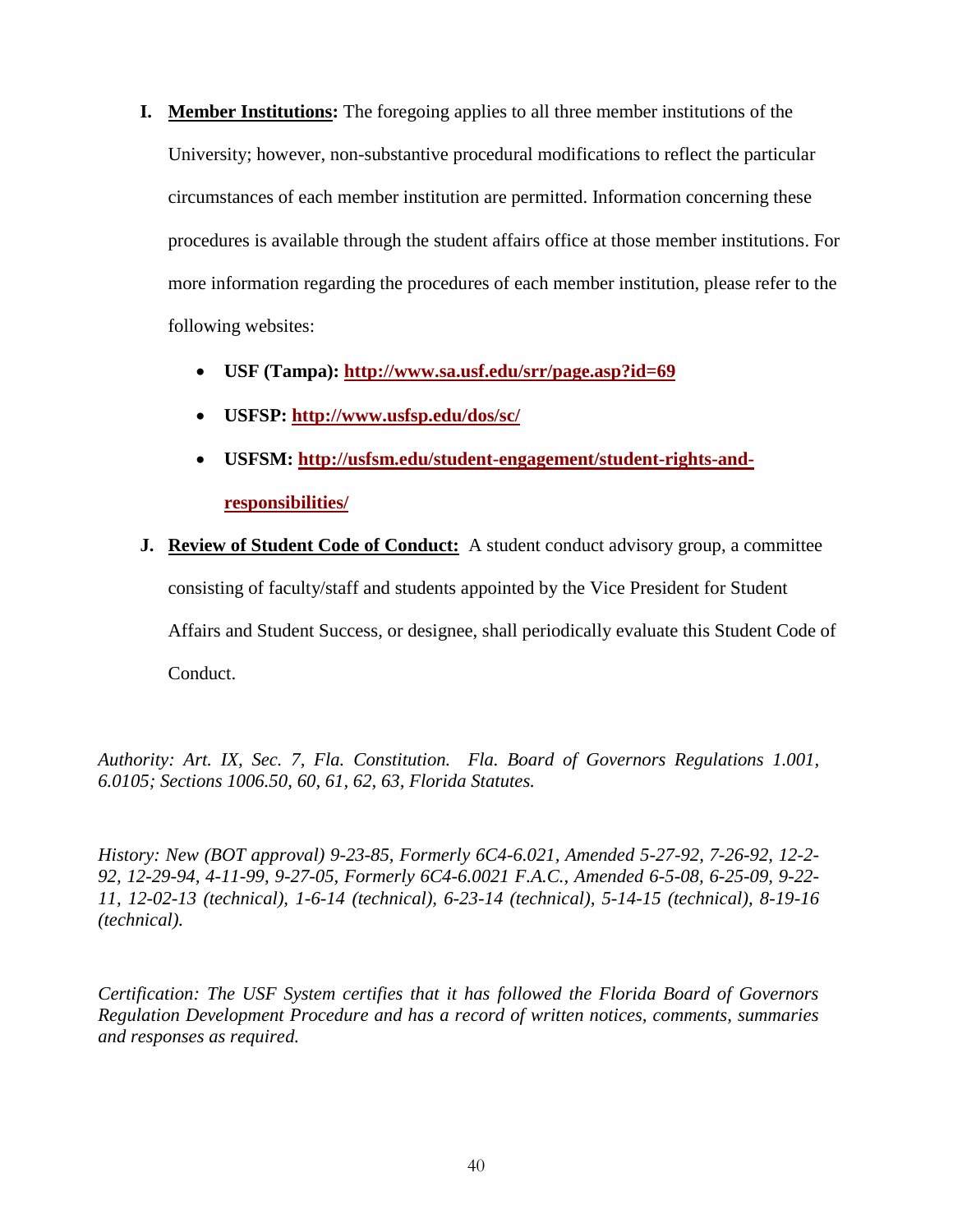**I. Member Institutions:** The foregoing applies to all three member institutions of the University; however, non-substantive procedural modifications to reflect the particular circumstances of each member institution are permitted. Information concerning these procedures is available through the student affairs office at those member institutions. For more information regarding the procedures of each member institution, please refer to the following websites:

- **USF (Tampa): http://www.sa.usf.edu/srr/page.asp?id=69**
- **USFSP: http://www.usfsp.edu/dos/sc/**
- **USFSM: http://usfsm.edu/student-engagement/student-rights-and-responsibilities/**

**J. Review of Student Code of Conduct:** A student conduct advisory group, a committee consisting of faculty/staff and students appointed by the Vice President for Student Affairs and Student Success, or designee, shall periodically evaluate this Student Code of Conduct.

*Authority: Art. IX, Sec. 7, Fla. Constitution. Fla. Board of Governors Regulations 1.001, 6.0105; Sections 1006.50, 60, 61, 62, 63, Florida Statutes.*

*History: New (BOT approval) 9-23-85, Formerly 6C4-6.021, Amended 5-27-92, 7-26-92, 12-2-92, 12-29-94, 4-11-99, 9-27-05, Formerly 6C4-6.0021 F.A.C., Amended 6-5-08, 6-25-09, 9-22-11, 12-02-13 (technical), 1-6-14 (technical), 6-23-14 (technical), 5-14-15 (technical), 8-19-16 (technical).*

*Certification: The USF System certifies that it has followed the Florida Board of Governors Regulation Development Procedure and has a record of written notices, comments, summaries and responses as required.*